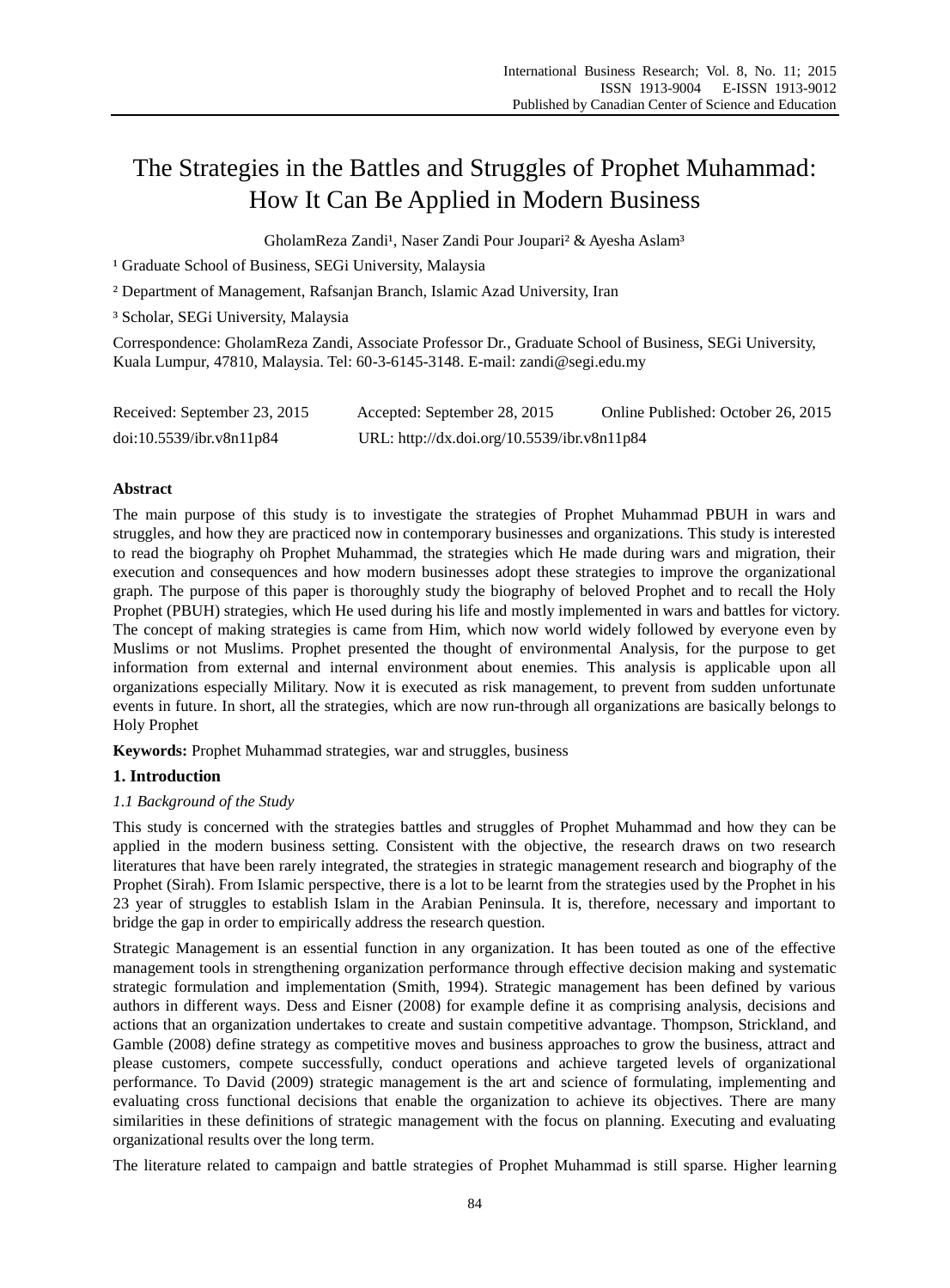# The Strategies in the Battles and Struggles of Prophet Muhammad: How It Can Be Applied in Modern Business

GholamReza Zandi[1], Naser Zandi Pour Joupari[2] & Ayesha Aslam[3]

[1] Graduate School of Business, SEGi University, Malaysia

[2] Department of Management, Rafsanjan Branch, Islamic Azad University, Iran

[3] Scholar, SEGi University, Malaysia

Correspondence: GholamReza Zandi, Associate Professor Dr., Graduate School of Business, SEGi University, Kuala Lumpur, 47810, Malaysia. Tel: 60-3-6145-3148. E-mail: zandi@segi.edu.my

Received: September 23, 2015 Accepted: September 28, 2015 Online Published: October 26, 2015

doi:10.5539/ibr.v8n11p84 URL: http://dx.doi.org/10.5539/ibr.v8n11p84

## Abstract

The main purpose of this study is to investigate the strategies of Prophet Muhammad PBUH in wars and struggles, and how they are practiced now in contemporary businesses and organizations. This study is interested to read the biography oh Prophet Muhammad, the strategies which He made during wars and migration, their execution and consequences and how modern businesses adopt these strategies to improve the organizational graph. The purpose of this paper is thoroughly study the biography of beloved Prophet and to recall the Holy Prophet (PBUH) strategies, which He used during his life and mostly implemented in wars and battles for victory. The concept of making strategies is came from Him, which now world widely followed by everyone even by Muslims or not Muslims. Prophet presented the thought of environmental Analysis, for the purpose to get information from external and internal environment about enemies. This analysis is applicable upon all organizations especially Military. Now it is executed as risk management, to prevent from sudden unfortunate events in future. In short, all the strategies, which are now run-through all organizations are basically belongs to Holy Prophet

**Keywords:** Prophet Muhammad strategies, war and struggles, business

## 1. Introduction

### *1.1 Background of the Study*

This study is concerned with the strategies battles and struggles of Prophet Muhammad and how they can be applied in the modern business setting. Consistent with the objective, the research draws on two research literatures that have been rarely integrated, the strategies in strategic management research and biography of the Prophet (Sirah). From Islamic perspective, there is a lot to be learnt from the strategies used by the Prophet in his 23 year of struggles to establish Islam in the Arabian Peninsula. It is, therefore, necessary and important to bridge the gap in order to empirically address the research question.

Strategic Management is an essential function in any organization. It has been touted as one of the effective management tools in strengthening organization performance through effective decision making and systematic strategic formulation and implementation (Smith, 1994). Strategic management has been defined by various authors in different ways. Dess and Eisner (2008) for example define it as comprising analysis, decisions and actions that an organization undertakes to create and sustain competitive advantage. Thompson, Strickland, and Gamble (2008) define strategy as competitive moves and business approaches to grow the business, attract and please customers, compete successfully, conduct operations and achieve targeted levels of organizational performance. To David (2009) strategic management is the art and science of formulating, implementing and evaluating cross functional decisions that enable the organization to achieve its objectives. There are many similarities in these definitions of strategic management with the focus on planning. Executing and evaluating organizational results over the long term.

The literature related to campaign and battle strategies of Prophet Muhammad is still sparse. Higher learning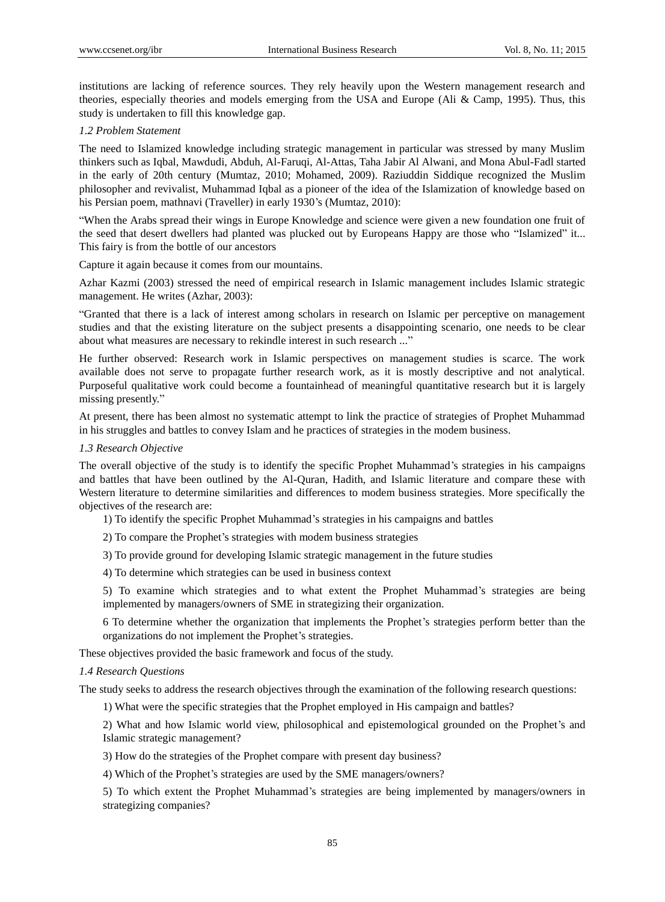institutions are lacking of reference sources. They rely heavily upon the Western management research and theories, especially theories and models emerging from the USA and Europe (Ali & Camp, 1995). Thus, this study is undertaken to fill this knowledge gap.

### *1.2 Problem Statement*

The need to Islamized knowledge including strategic management in particular was stressed by many Muslim thinkers such as Iqbal, Mawdudi, Abduh, Al-Faruqi, Al-Attas, Taha Jabir Al Alwani, and Mona Abul-Fadl started in the early of 20th century (Mumtaz, 2010; Mohamed, 2009). Raziuddin Siddique recognized the Muslim philosopher and revivalist, Muhammad Iqbal as a pioneer of the idea of the Islamization of knowledge based on his Persian poem, mathnavi (Traveller) in early 1930's (Mumtaz, 2010):

"When the Arabs spread their wings in Europe Knowledge and science were given a new foundation one fruit of the seed that desert dwellers had planted was plucked out by Europeans Happy are those who "Islamized" it... This fairy is from the bottle of our ancestors

Capture it again because it comes from our mountains.

Azhar Kazmi (2003) stressed the need of empirical research in Islamic management includes Islamic strategic management. He writes (Azhar, 2003):

"Granted that there is a lack of interest among scholars in research on Islamic per perceptive on management studies and that the existing literature on the subject presents a disappointing scenario, one needs to be clear about what measures are necessary to rekindle interest in such research ..."

He further observed: Research work in Islamic perspectives on management studies is scarce. The work available does not serve to propagate further research work, as it is mostly descriptive and not analytical. Purposeful qualitative work could become a fountainhead of meaningful quantitative research but it is largely missing presently."

At present, there has been almost no systematic attempt to link the practice of strategies of Prophet Muhammad in his struggles and battles to convey Islam and he practices of strategies in the modem business.

### *1.3 Research Objective*

The overall objective of the study is to identify the specific Prophet Muhammad's strategies in his campaigns and battles that have been outlined by the Al-Quran, Hadith, and Islamic literature and compare these with Western literature to determine similarities and differences to modem business strategies. More specifically the objectives of the research are:

1) To identify the specific Prophet Muhammad's strategies in his campaigns and battles

2) To compare the Prophet's strategies with modem business strategies

3) To provide ground for developing Islamic strategic management in the future studies

4) To determine which strategies can be used in business context

5) To examine which strategies and to what extent the Prophet Muhammad's strategies are being implemented by managers/owners of SME in strategizing their organization.

6 To determine whether the organization that implements the Prophet's strategies perform better than the organizations do not implement the Prophet's strategies.

These objectives provided the basic framework and focus of the study.

### *1.4 Research Questions*

The study seeks to address the research objectives through the examination of the following research questions:

1) What were the specific strategies that the Prophet employed in His campaign and battles?

2) What and how Islamic world view, philosophical and epistemological grounded on the Prophet's and Islamic strategic management?

3) How do the strategies of the Prophet compare with present day business?

4) Which of the Prophet's strategies are used by the SME managers/owners?

5) To which extent the Prophet Muhammad's strategies are being implemented by managers/owners in strategizing companies?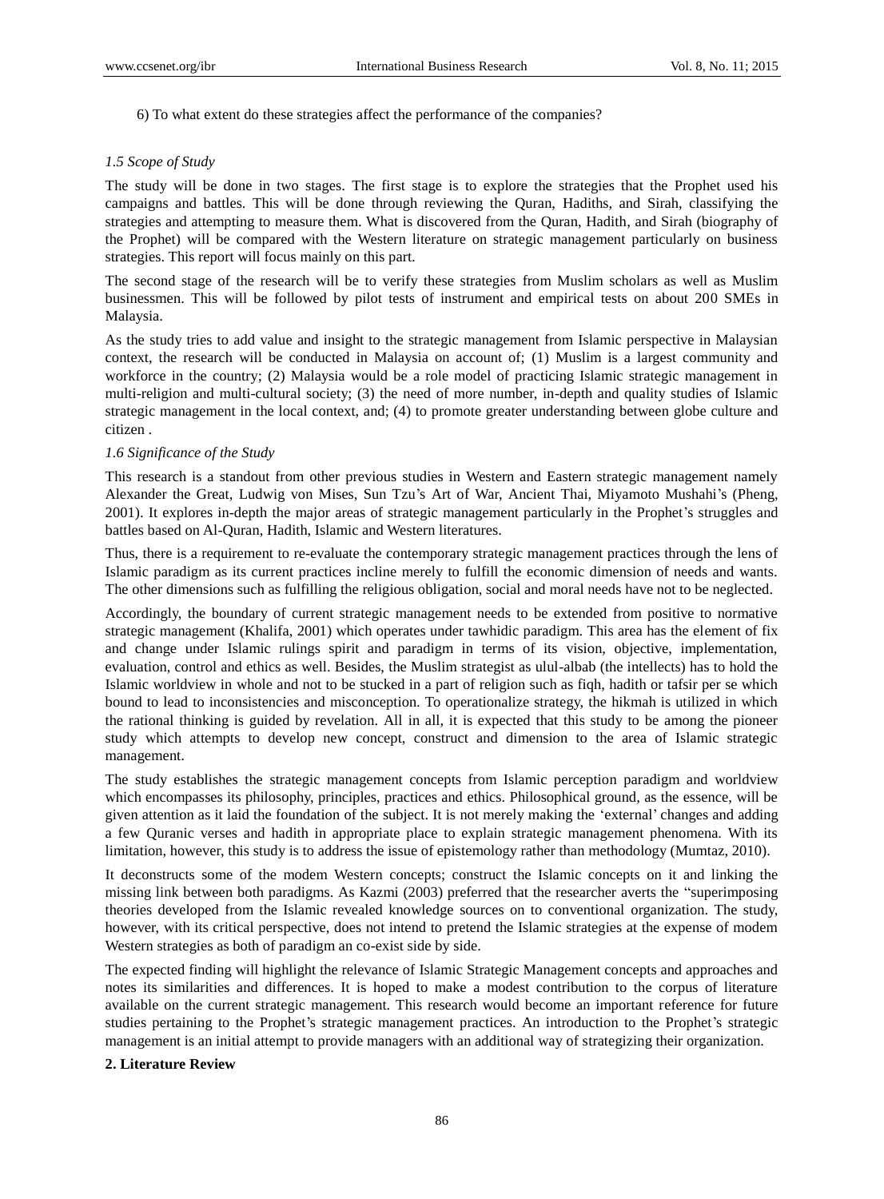6) To what extent do these strategies affect the performance of the companies?

### *1.5 Scope of Study*

The study will be done in two stages. The first stage is to explore the strategies that the Prophet used his campaigns and battles. This will be done through reviewing the Quran, Hadiths, and Sirah, classifying the strategies and attempting to measure them. What is discovered from the Quran, Hadith, and Sirah (biography of the Prophet) will be compared with the Western literature on strategic management particularly on business strategies. This report will focus mainly on this part.

The second stage of the research will be to verify these strategies from Muslim scholars as well as Muslim businessmen. This will be followed by pilot tests of instrument and empirical tests on about 200 SMEs in Malaysia.

As the study tries to add value and insight to the strategic management from Islamic perspective in Malaysian context, the research will be conducted in Malaysia on account of; (1) Muslim is a largest community and workforce in the country; (2) Malaysia would be a role model of practicing Islamic strategic management in multi-religion and multi-cultural society; (3) the need of more number, in-depth and quality studies of Islamic strategic management in the local context, and; (4) to promote greater understanding between globe culture and citizen .

### *1.6 Significance of the Study*

This research is a standout from other previous studies in Western and Eastern strategic management namely Alexander the Great, Ludwig von Mises, Sun Tzu's Art of War, Ancient Thai, Miyamoto Mushahi's (Pheng, 2001). It explores in-depth the major areas of strategic management particularly in the Prophet's struggles and battles based on Al-Quran, Hadith, Islamic and Western literatures.

Thus, there is a requirement to re-evaluate the contemporary strategic management practices through the lens of Islamic paradigm as its current practices incline merely to fulfill the economic dimension of needs and wants. The other dimensions such as fulfilling the religious obligation, social and moral needs have not to be neglected.

Accordingly, the boundary of current strategic management needs to be extended from positive to normative strategic management (Khalifa, 2001) which operates under tawhidic paradigm. This area has the element of fix and change under Islamic rulings spirit and paradigm in terms of its vision, objective, implementation, evaluation, control and ethics as well. Besides, the Muslim strategist as ulul-albab (the intellects) has to hold the Islamic worldview in whole and not to be stucked in a part of religion such as fiqh, hadith or tafsir per se which bound to lead to inconsistencies and misconception. To operationalize strategy, the hikmah is utilized in which the rational thinking is guided by revelation. All in all, it is expected that this study to be among the pioneer study which attempts to develop new concept, construct and dimension to the area of Islamic strategic management.

The study establishes the strategic management concepts from Islamic perception paradigm and worldview which encompasses its philosophy, principles, practices and ethics. Philosophical ground, as the essence, will be given attention as it laid the foundation of the subject. It is not merely making the 'external' changes and adding a few Quranic verses and hadith in appropriate place to explain strategic management phenomena. With its limitation, however, this study is to address the issue of epistemology rather than methodology (Mumtaz, 2010).

It deconstructs some of the modem Western concepts; construct the Islamic concepts on it and linking the missing link between both paradigms. As Kazmi (2003) preferred that the researcher averts the "superimposing theories developed from the Islamic revealed knowledge sources on to conventional organization. The study, however, with its critical perspective, does not intend to pretend the Islamic strategies at the expense of modem Western strategies as both of paradigm an co-exist side by side.

The expected finding will highlight the relevance of Islamic Strategic Management concepts and approaches and notes its similarities and differences. It is hoped to make a modest contribution to the corpus of literature available on the current strategic management. This research would become an important reference for future studies pertaining to the Prophet's strategic management practices. An introduction to the Prophet's strategic management is an initial attempt to provide managers with an additional way of strategizing their organization.

## **2. Literature Review**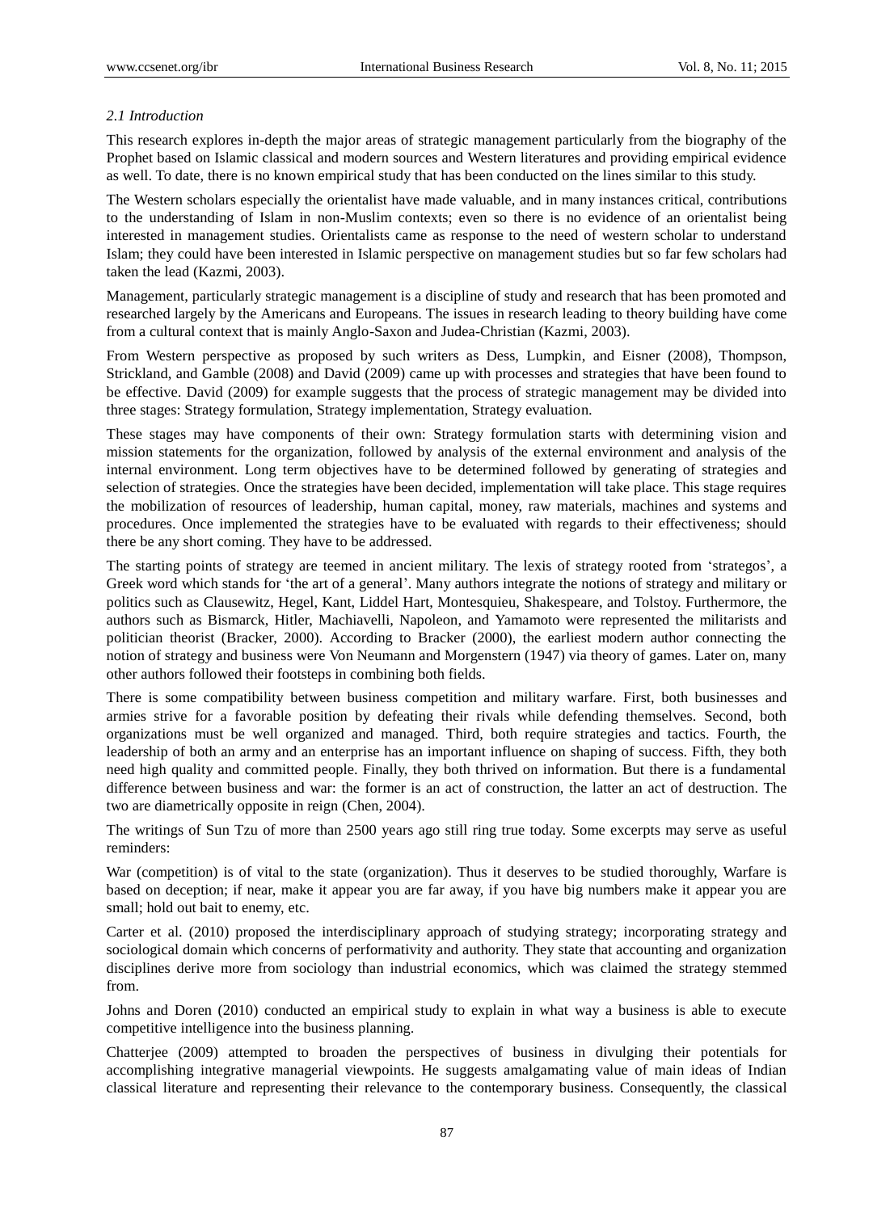*2.1 Introduction*

This research explores in-depth the major areas of strategic management particularly from the biography of the Prophet based on Islamic classical and modern sources and Western literatures and providing empirical evidence as well. To date, there is no known empirical study that has been conducted on the lines similar to this study.

The Western scholars especially the orientalist have made valuable, and in many instances critical, contributions to the understanding of Islam in non-Muslim contexts; even so there is no evidence of an orientalist being interested in management studies. Orientalists came as response to the need of western scholar to understand Islam; they could have been interested in Islamic perspective on management studies but so far few scholars had taken the lead (Kazmi, 2003).

Management, particularly strategic management is a discipline of study and research that has been promoted and researched largely by the Americans and Europeans. The issues in research leading to theory building have come from a cultural context that is mainly Anglo-Saxon and Judea-Christian (Kazmi, 2003).

From Western perspective as proposed by such writers as Dess, Lumpkin, and Eisner (2008), Thompson, Strickland, and Gamble (2008) and David (2009) came up with processes and strategies that have been found to be effective. David (2009) for example suggests that the process of strategic management may be divided into three stages: Strategy formulation, Strategy implementation, Strategy evaluation.

These stages may have components of their own: Strategy formulation starts with determining vision and mission statements for the organization, followed by analysis of the external environment and analysis of the internal environment. Long term objectives have to be determined followed by generating of strategies and selection of strategies. Once the strategies have been decided, implementation will take place. This stage requires the mobilization of resources of leadership, human capital, money, raw materials, machines and systems and procedures. Once implemented the strategies have to be evaluated with regards to their effectiveness; should there be any short coming. They have to be addressed.

The starting points of strategy are teemed in ancient military. The lexis of strategy rooted from 'strategos', a Greek word which stands for 'the art of a general'. Many authors integrate the notions of strategy and military or politics such as Clausewitz, Hegel, Kant, Liddel Hart, Montesquieu, Shakespeare, and Tolstoy. Furthermore, the authors such as Bismarck, Hitler, Machiavelli, Napoleon, and Yamamoto were represented the militarists and politician theorist (Bracker, 2000). According to Bracker (2000), the earliest modern author connecting the notion of strategy and business were Von Neumann and Morgenstern (1947) via theory of games. Later on, many other authors followed their footsteps in combining both fields.

There is some compatibility between business competition and military warfare. First, both businesses and armies strive for a favorable position by defeating their rivals while defending themselves. Second, both organizations must be well organized and managed. Third, both require strategies and tactics. Fourth, the leadership of both an army and an enterprise has an important influence on shaping of success. Fifth, they both need high quality and committed people. Finally, they both thrived on information. But there is a fundamental difference between business and war: the former is an act of construction, the latter an act of destruction. The two are diametrically opposite in reign (Chen, 2004).

The writings of Sun Tzu of more than 2500 years ago still ring true today. Some excerpts may serve as useful reminders:

War (competition) is of vital to the state (organization). Thus it deserves to be studied thoroughly, Warfare is based on deception; if near, make it appear you are far away, if you have big numbers make it appear you are small; hold out bait to enemy, etc.

Carter et al. (2010) proposed the interdisciplinary approach of studying strategy; incorporating strategy and sociological domain which concerns of performativity and authority. They state that accounting and organization disciplines derive more from sociology than industrial economics, which was claimed the strategy stemmed from.

Johns and Doren (2010) conducted an empirical study to explain in what way a business is able to execute competitive intelligence into the business planning.

Chatterjee (2009) attempted to broaden the perspectives of business in divulging their potentials for accomplishing integrative managerial viewpoints. He suggests amalgamating value of main ideas of Indian classical literature and representing their relevance to the contemporary business. Consequently, the classical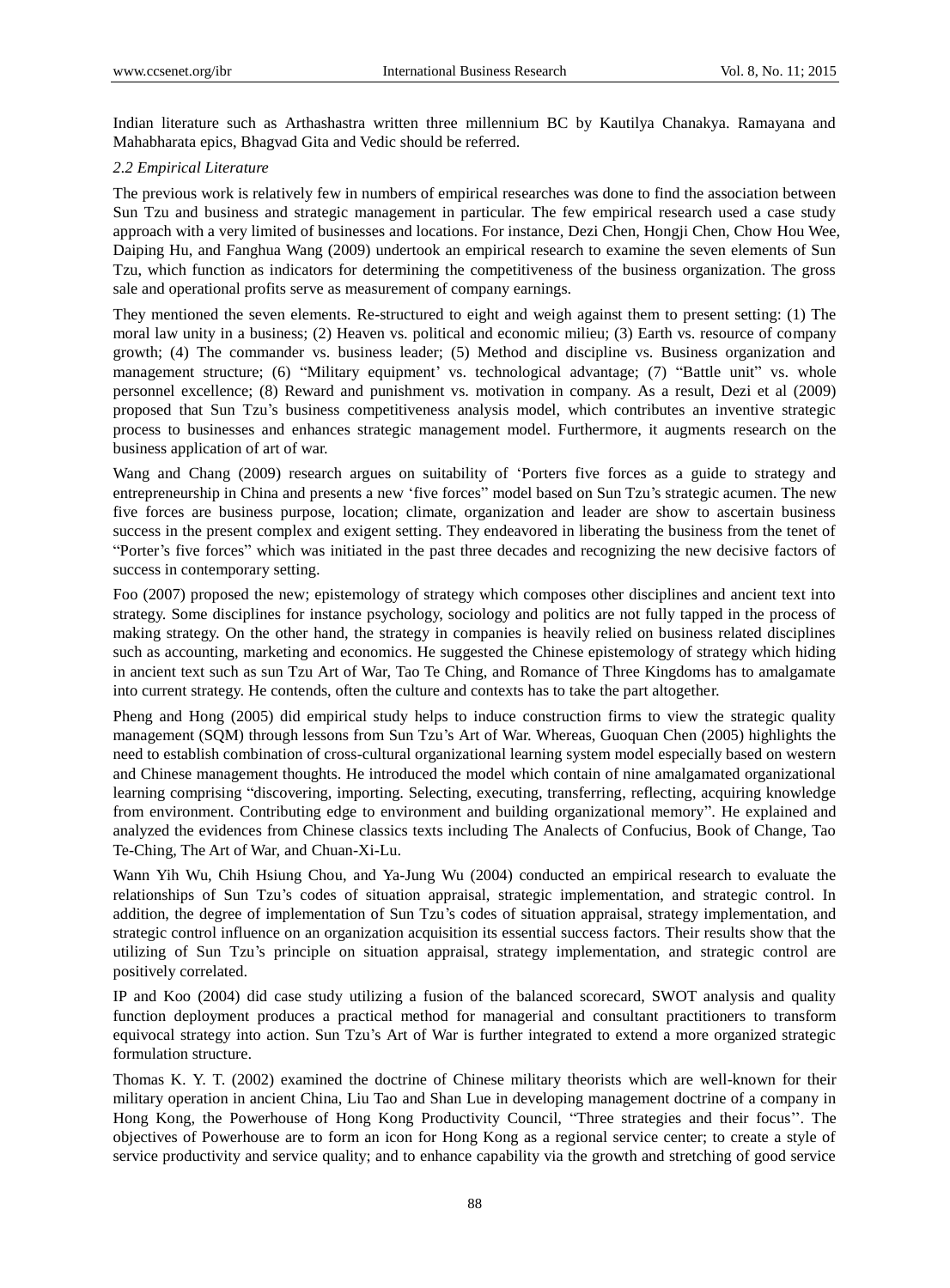Indian literature such as Arthashastra written three millennium BC by Kautilya Chanakya. Ramayana and Mahabharata epics, Bhagvad Gita and Vedic should be referred.

### *2.2 Empirical Literature*

The previous work is relatively few in numbers of empirical researches was done to find the association between Sun Tzu and business and strategic management in particular. The few empirical research used a case study approach with a very limited of businesses and locations. For instance, Dezi Chen, Hongji Chen, Chow Hou Wee, Daiping Hu, and Fanghua Wang (2009) undertook an empirical research to examine the seven elements of Sun Tzu, which function as indicators for determining the competitiveness of the business organization. The gross sale and operational profits serve as measurement of company earnings.

They mentioned the seven elements. Re-structured to eight and weigh against them to present setting: (1) The moral law unity in a business; (2) Heaven vs. political and economic milieu; (3) Earth vs. resource of company growth; (4) The commander vs. business leader; (5) Method and discipline vs. Business organization and management structure; (6) "Military equipment' vs. technological advantage; (7) "Battle unit" vs. whole personnel excellence; (8) Reward and punishment vs. motivation in company. As a result, Dezi et al (2009) proposed that Sun Tzu's business competitiveness analysis model, which contributes an inventive strategic process to businesses and enhances strategic management model. Furthermore, it augments research on the business application of art of war.

Wang and Chang (2009) research argues on suitability of 'Porters five forces as a guide to strategy and entrepreneurship in China and presents a new 'five forces" model based on Sun Tzu's strategic acumen. The new five forces are business purpose, location; climate, organization and leader are show to ascertain business success in the present complex and exigent setting. They endeavored in liberating the business from the tenet of "Porter's five forces" which was initiated in the past three decades and recognizing the new decisive factors of success in contemporary setting.

Foo (2007) proposed the new; epistemology of strategy which composes other disciplines and ancient text into strategy. Some disciplines for instance psychology, sociology and politics are not fully tapped in the process of making strategy. On the other hand, the strategy in companies is heavily relied on business related disciplines such as accounting, marketing and economics. He suggested the Chinese epistemology of strategy which hiding in ancient text such as sun Tzu Art of War, Tao Te Ching, and Romance of Three Kingdoms has to amalgamate into current strategy. He contends, often the culture and contexts has to take the part altogether.

Pheng and Hong (2005) did empirical study helps to induce construction firms to view the strategic quality management (SQM) through lessons from Sun Tzu's Art of War. Whereas, Guoquan Chen (2005) highlights the need to establish combination of cross-cultural organizational learning system model especially based on western and Chinese management thoughts. He introduced the model which contain of nine amalgamated organizational learning comprising "discovering, importing. Selecting, executing, transferring, reflecting, acquiring knowledge from environment. Contributing edge to environment and building organizational memory". He explained and analyzed the evidences from Chinese classics texts including The Analects of Confucius, Book of Change, Tao Te-Ching, The Art of War, and Chuan-Xi-Lu.

Wann Yih Wu, Chih Hsiung Chou, and Ya-Jung Wu (2004) conducted an empirical research to evaluate the relationships of Sun Tzu's codes of situation appraisal, strategic implementation, and strategic control. In addition, the degree of implementation of Sun Tzu's codes of situation appraisal, strategy implementation, and strategic control influence on an organization acquisition its essential success factors. Their results show that the utilizing of Sun Tzu's principle on situation appraisal, strategy implementation, and strategic control are positively correlated.

IP and Koo (2004) did case study utilizing a fusion of the balanced scorecard, SWOT analysis and quality function deployment produces a practical method for managerial and consultant practitioners to transform equivocal strategy into action. Sun Tzu's Art of War is further integrated to extend a more organized strategic formulation structure.

Thomas K. Y. T. (2002) examined the doctrine of Chinese military theorists which are well-known for their military operation in ancient China, Liu Tao and Shan Lue in developing management doctrine of a company in Hong Kong, the Powerhouse of Hong Kong Productivity Council, "Three strategies and their focus''. The objectives of Powerhouse are to form an icon for Hong Kong as a regional service center; to create a style of service productivity and service quality; and to enhance capability via the growth and stretching of good service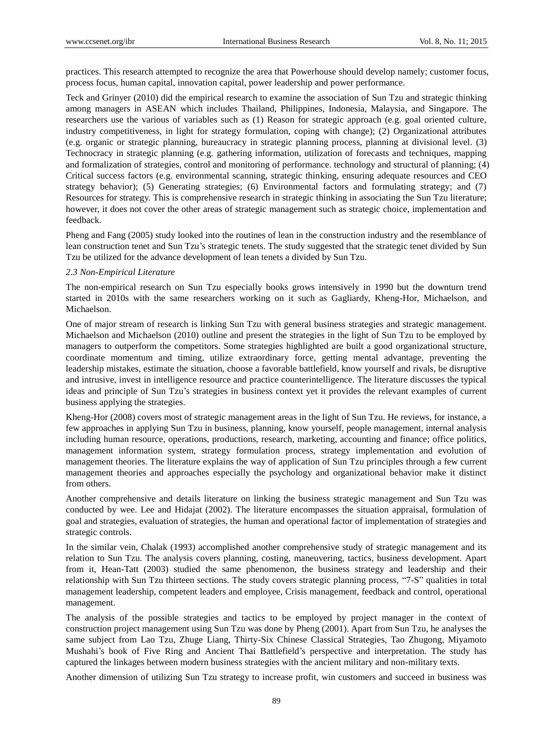practices. This research attempted to recognize the area that Powerhouse should develop namely; customer focus, process focus, human capital, innovation capital, power leadership and power performance.

Teck and Grinyer (2010) did the empirical research to examine the association of Sun Tzu and strategic thinking among managers in ASEAN which includes Thailand, Philippines, Indonesia, Malaysia, and Singapore. The researchers use the various of variables such as (1) Reason for strategic approach (e.g. goal oriented culture, industry competitiveness, in light for strategy formulation, coping with change); (2) Organizational attributes (e.g. organic or strategic planning, bureaucracy in strategic planning process, planning at divisional level. (3) Technocracy in strategic planning (e.g. gathering information, utilization of forecasts and techniques, mapping and formalization of strategies, control and monitoring of performance. technology and structural of planning; (4) Critical success factors (e.g. environmental scanning, strategic thinking, ensuring adequate resources and CEO strategy behavior); (5) Generating strategies; (6) Environmental factors and formulating strategy; and (7) Resources for strategy. This is comprehensive research in strategic thinking in associating the Sun Tzu literature; however, it does not cover the other areas of strategic management such as strategic choice, implementation and feedback.

Pheng and Fang (2005) study looked into the routines of lean in the construction industry and the resemblance of lean construction tenet and Sun Tzu's strategic tenets. The study suggested that the strategic tenet divided by Sun Tzu be utilized for the advance development of lean tenets a divided by Sun Tzu.

### *2.3 Non-Empirical Literature*

The non-empirical research on Sun Tzu especially books grows intensively in 1990 but the downturn trend started in 2010s with the same researchers working on it such as Gagliardy, Kheng-Hor, Michaelson, and Michaelson.

One of major stream of research is linking Sun Tzu with general business strategies and strategic management. Michaelson and Michaelson (2010) outline and present the strategies in the light of Sun Tzu to be employed by managers to outperform the competitors. Some strategies highlighted are built a good organizational structure, coordinate momentum and timing, utilize extraordinary force, getting mental advantage, preventing the leadership mistakes, estimate the situation, choose a favorable battlefield, know yourself and rivals, be disruptive and intrusive, invest in intelligence resource and practice counterintelligence. The literature discusses the typical ideas and principle of Sun Tzu's strategies in business context yet it provides the relevant examples of current business applying the strategies.

Kheng-Hor (2008) covers most of strategic management areas in the light of Sun Tzu. He reviews, for instance, a few approaches in applying Sun Tzu in business, planning, know yourself, people management, internal analysis including human resource, operations, productions, research, marketing, accounting and finance; office politics, management information system, strategy formulation process, strategy implementation and evolution of management theories. The literature explains the way of application of Sun Tzu principles through a few current management theories and approaches especially the psychology and organizational behavior make it distinct from others.

Another comprehensive and details literature on linking the business strategic management and Sun Tzu was conducted by wee. Lee and Hidajat (2002). The literature encompasses the situation appraisal, formulation of goal and strategies, evaluation of strategies, the human and operational factor of implementation of strategies and strategic controls.

In the similar vein, Chalak (1993) accomplished another comprehensive study of strategic management and its relation to Sun Tzu. The analysis covers planning, costing, maneuvering, tactics, business development. Apart from it, Hean-Tatt (2003) studied the same phenomenon, the business strategy and leadership and their relationship with Sun Tzu thirteen sections. The study covers strategic planning process, "7-S" qualities in total management leadership, competent leaders and employee, Crisis management, feedback and control, operational management.

The analysis of the possible strategies and tactics to be employed by project manager in the context of construction project management using Sun Tzu was done by Pheng (2001). Apart from Sun Tzu, he analyses the same subject from Lao Tzu, Zhuge Liang, Thirty-Six Chinese Classical Strategies, Tao Zhugong, Miyamoto Mushahi's book of Five Ring and Ancient Thai Battlefield's perspective and interpretation. The study has captured the linkages between modern business strategies with the ancient military and non-military texts.

Another dimension of utilizing Sun Tzu strategy to increase profit, win customers and succeed in business was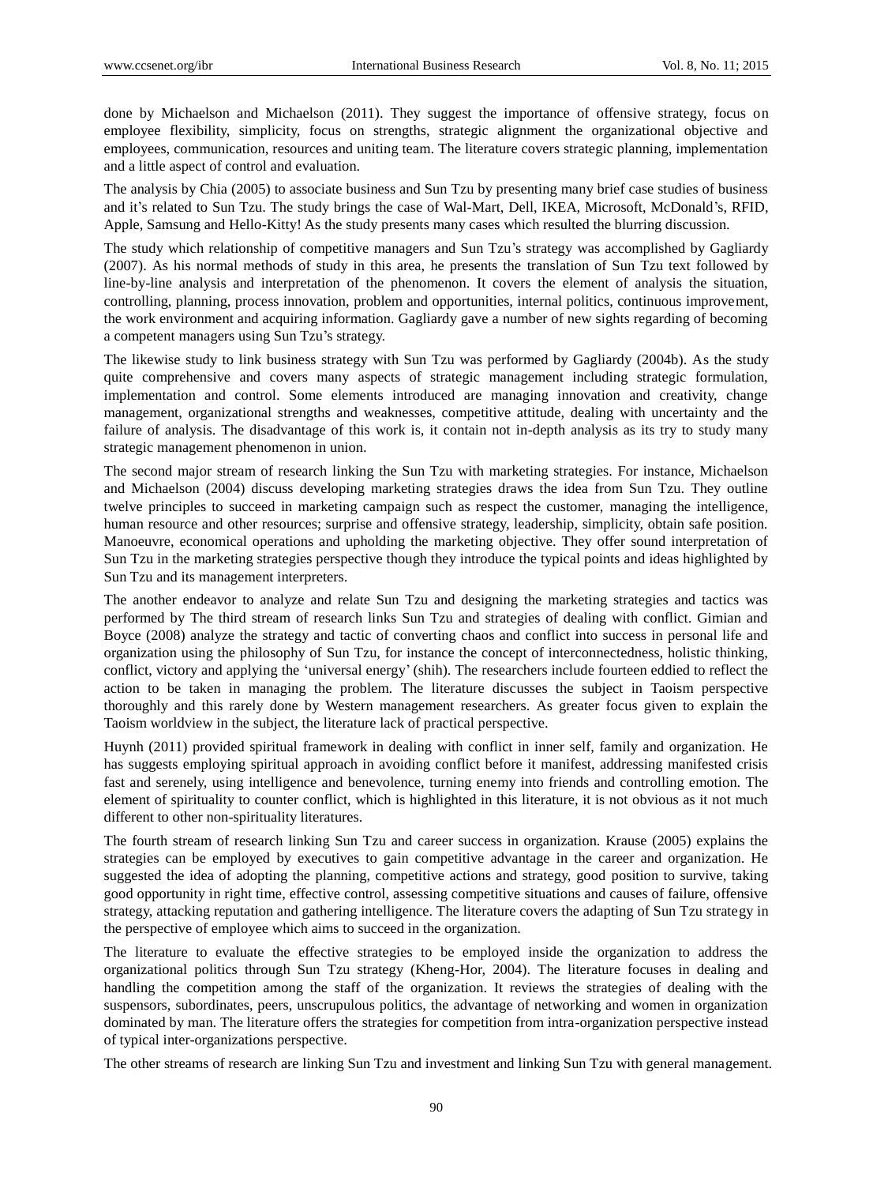done by Michaelson and Michaelson (2011). They suggest the importance of offensive strategy, focus on employee flexibility, simplicity, focus on strengths, strategic alignment the organizational objective and employees, communication, resources and uniting team. The literature covers strategic planning, implementation and a little aspect of control and evaluation.

The analysis by Chia (2005) to associate business and Sun Tzu by presenting many brief case studies of business and it's related to Sun Tzu. The study brings the case of Wal-Mart, Dell, IKEA, Microsoft, McDonald's, RFID, Apple, Samsung and Hello-Kitty! As the study presents many cases which resulted the blurring discussion.

The study which relationship of competitive managers and Sun Tzu's strategy was accomplished by Gagliardy (2007). As his normal methods of study in this area, he presents the translation of Sun Tzu text followed by line-by-line analysis and interpretation of the phenomenon. It covers the element of analysis the situation, controlling, planning, process innovation, problem and opportunities, internal politics, continuous improvement, the work environment and acquiring information. Gagliardy gave a number of new sights regarding of becoming a competent managers using Sun Tzu's strategy.

The likewise study to link business strategy with Sun Tzu was performed by Gagliardy (2004b). As the study quite comprehensive and covers many aspects of strategic management including strategic formulation, implementation and control. Some elements introduced are managing innovation and creativity, change management, organizational strengths and weaknesses, competitive attitude, dealing with uncertainty and the failure of analysis. The disadvantage of this work is, it contain not in-depth analysis as its try to study many strategic management phenomenon in union.

The second major stream of research linking the Sun Tzu with marketing strategies. For instance, Michaelson and Michaelson (2004) discuss developing marketing strategies draws the idea from Sun Tzu. They outline twelve principles to succeed in marketing campaign such as respect the customer, managing the intelligence, human resource and other resources; surprise and offensive strategy, leadership, simplicity, obtain safe position. Manoeuvre, economical operations and upholding the marketing objective. They offer sound interpretation of Sun Tzu in the marketing strategies perspective though they introduce the typical points and ideas highlighted by Sun Tzu and its management interpreters.

The another endeavor to analyze and relate Sun Tzu and designing the marketing strategies and tactics was performed by The third stream of research links Sun Tzu and strategies of dealing with conflict. Gimian and Boyce (2008) analyze the strategy and tactic of converting chaos and conflict into success in personal life and organization using the philosophy of Sun Tzu, for instance the concept of interconnectedness, holistic thinking, conflict, victory and applying the 'universal energy' (shih). The researchers include fourteen eddied to reflect the action to be taken in managing the problem. The literature discusses the subject in Taoism perspective thoroughly and this rarely done by Western management researchers. As greater focus given to explain the Taoism worldview in the subject, the literature lack of practical perspective.

Huynh (2011) provided spiritual framework in dealing with conflict in inner self, family and organization. He has suggests employing spiritual approach in avoiding conflict before it manifest, addressing manifested crisis fast and serenely, using intelligence and benevolence, turning enemy into friends and controlling emotion. The element of spirituality to counter conflict, which is highlighted in this literature, it is not obvious as it not much different to other non-spirituality literatures.

The fourth stream of research linking Sun Tzu and career success in organization. Krause (2005) explains the strategies can be employed by executives to gain competitive advantage in the career and organization. He suggested the idea of adopting the planning, competitive actions and strategy, good position to survive, taking good opportunity in right time, effective control, assessing competitive situations and causes of failure, offensive strategy, attacking reputation and gathering intelligence. The literature covers the adapting of Sun Tzu strategy in the perspective of employee which aims to succeed in the organization.

The literature to evaluate the effective strategies to be employed inside the organization to address the organizational politics through Sun Tzu strategy (Kheng-Hor, 2004). The literature focuses in dealing and handling the competition among the staff of the organization. It reviews the strategies of dealing with the suspensors, subordinates, peers, unscrupulous politics, the advantage of networking and women in organization dominated by man. The literature offers the strategies for competition from intra-organization perspective instead of typical inter-organizations perspective.

The other streams of research are linking Sun Tzu and investment and linking Sun Tzu with general management.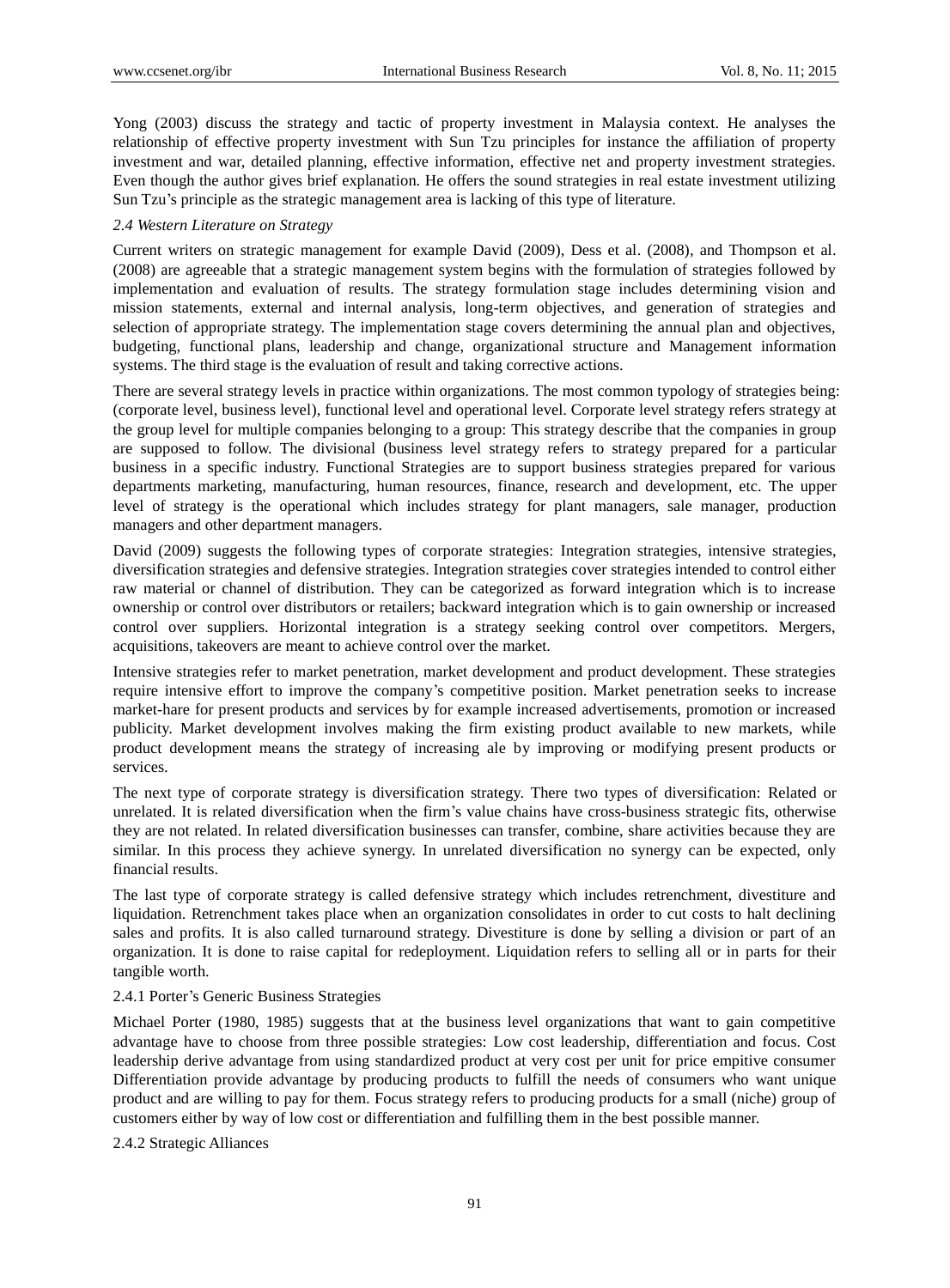Yong (2003) discuss the strategy and tactic of property investment in Malaysia context. He analyses the relationship of effective property investment with Sun Tzu principles for instance the affiliation of property investment and war, detailed planning, effective information, effective net and property investment strategies. Even though the author gives brief explanation. He offers the sound strategies in real estate investment utilizing Sun Tzu's principle as the strategic management area is lacking of this type of literature.

### *2.4 Western Literature on Strategy*

Current writers on strategic management for example David (2009), Dess et al. (2008), and Thompson et al. (2008) are agreeable that a strategic management system begins with the formulation of strategies followed by implementation and evaluation of results. The strategy formulation stage includes determining vision and mission statements, external and internal analysis, long-term objectives, and generation of strategies and selection of appropriate strategy. The implementation stage covers determining the annual plan and objectives, budgeting, functional plans, leadership and change, organizational structure and Management information systems. The third stage is the evaluation of result and taking corrective actions.

There are several strategy levels in practice within organizations. The most common typology of strategies being: (corporate level, business level), functional level and operational level. Corporate level strategy refers strategy at the group level for multiple companies belonging to a group: This strategy describe that the companies in group are supposed to follow. The divisional (business level strategy refers to strategy prepared for a particular business in a specific industry. Functional Strategies are to support business strategies prepared for various departments marketing, manufacturing, human resources, finance, research and development, etc. The upper level of strategy is the operational which includes strategy for plant managers, sale manager, production managers and other department managers.

David (2009) suggests the following types of corporate strategies: Integration strategies, intensive strategies, diversification strategies and defensive strategies. Integration strategies cover strategies intended to control either raw material or channel of distribution. They can be categorized as forward integration which is to increase ownership or control over distributors or retailers; backward integration which is to gain ownership or increased control over suppliers. Horizontal integration is a strategy seeking control over competitors. Mergers, acquisitions, takeovers are meant to achieve control over the market.

Intensive strategies refer to market penetration, market development and product development. These strategies require intensive effort to improve the company's competitive position. Market penetration seeks to increase market-hare for present products and services by for example increased advertisements, promotion or increased publicity. Market development involves making the firm existing product available to new markets, while product development means the strategy of increasing ale by improving or modifying present products or services.

The next type of corporate strategy is diversification strategy. There two types of diversification: Related or unrelated. It is related diversification when the firm's value chains have cross-business strategic fits, otherwise they are not related. In related diversification businesses can transfer, combine, share activities because they are similar. In this process they achieve synergy. In unrelated diversification no synergy can be expected, only financial results.

The last type of corporate strategy is called defensive strategy which includes retrenchment, divestiture and liquidation. Retrenchment takes place when an organization consolidates in order to cut costs to halt declining sales and profits. It is also called turnaround strategy. Divestiture is done by selling a division or part of an organization. It is done to raise capital for redeployment. Liquidation refers to selling all or in parts for their tangible worth.

#### 2.4.1 Porter's Generic Business Strategies

Michael Porter (1980, 1985) suggests that at the business level organizations that want to gain competitive advantage have to choose from three possible strategies: Low cost leadership, differentiation and focus. Cost leadership derive advantage from using standardized product at very cost per unit for price empitive consumer Differentiation provide advantage by producing products to fulfill the needs of consumers who want unique product and are willing to pay for them. Focus strategy refers to producing products for a small (niche) group of customers either by way of low cost or differentiation and fulfilling them in the best possible manner.

#### 2.4.2 Strategic Alliances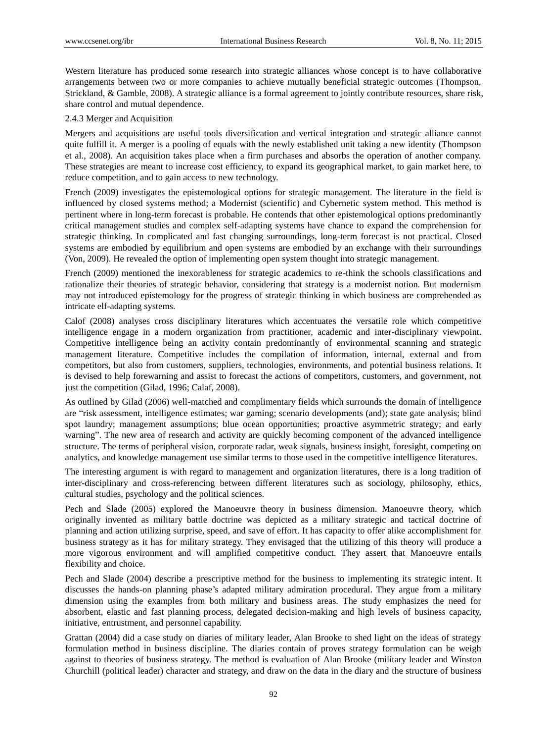Western literature has produced some research into strategic alliances whose concept is to have collaborative arrangements between two or more companies to achieve mutually beneficial strategic outcomes (Thompson, Strickland, & Gamble, 2008). A strategic alliance is a formal agreement to jointly contribute resources, share risk, share control and mutual dependence.

### 2.4.3 Merger and Acquisition

Mergers and acquisitions are useful tools diversification and vertical integration and strategic alliance cannot quite fulfill it. A merger is a pooling of equals with the newly established unit taking a new identity (Thompson et al., 2008). An acquisition takes place when a firm purchases and absorbs the operation of another company. These strategies are meant to increase cost efficiency, to expand its geographical market, to gain market here, to reduce competition, and to gain access to new technology.

French (2009) investigates the epistemological options for strategic management. The literature in the field is influenced by closed systems method; a Modernist (scientific) and Cybernetic system method. This method is pertinent where in long-term forecast is probable. He contends that other epistemological options predominantly critical management studies and complex self-adapting systems have chance to expand the comprehension for strategic thinking. In complicated and fast changing surroundings, long-term forecast is not practical. Closed systems are embodied by equilibrium and open systems are embodied by an exchange with their surroundings (Von, 2009). He revealed the option of implementing open system thought into strategic management.

French (2009) mentioned the inexorableness for strategic academics to re-think the schools classifications and rationalize their theories of strategic behavior, considering that strategy is a modernist notion. But modernism may not introduced epistemology for the progress of strategic thinking in which business are comprehended as intricate elf-adapting systems.

Calof (2008) analyses cross disciplinary literatures which accentuates the versatile role which competitive intelligence engage in a modern organization from practitioner, academic and inter-disciplinary viewpoint. Competitive intelligence being an activity contain predominantly of environmental scanning and strategic management literature. Competitive includes the compilation of information, internal, external and from competitors, but also from customers, suppliers, technologies, environments, and potential business relations. It is devised to help forewarning and assist to forecast the actions of competitors, customers, and government, not just the competition (Gilad, 1996; Calaf, 2008).

As outlined by Gilad (2006) well-matched and complimentary fields which surrounds the domain of intelligence are "risk assessment, intelligence estimates; war gaming; scenario developments (and); state gate analysis; blind spot laundry; management assumptions; blue ocean opportunities; proactive asymmetric strategy; and early warning". The new area of research and activity are quickly becoming component of the advanced intelligence structure. The terms of peripheral vision, corporate radar, weak signals, business insight, foresight, competing on analytics, and knowledge management use similar terms to those used in the competitive intelligence literatures.

The interesting argument is with regard to management and organization literatures, there is a long tradition of inter-disciplinary and cross-referencing between different literatures such as sociology, philosophy, ethics, cultural studies, psychology and the political sciences.

Pech and Slade (2005) explored the Manoeuvre theory in business dimension. Manoeuvre theory, which originally invented as military battle doctrine was depicted as a military strategic and tactical doctrine of planning and action utilizing surprise, speed, and save of effort. It has capacity to offer alike accomplishment for business strategy as it has for military strategy. They envisaged that the utilizing of this theory will produce a more vigorous environment and will amplified competitive conduct. They assert that Manoeuvre entails flexibility and choice.

Pech and Slade (2004) describe a prescriptive method for the business to implementing its strategic intent. It discusses the hands-on planning phase's adapted military admiration procedural. They argue from a military dimension using the examples from both military and business areas. The study emphasizes the need for absorbent, elastic and fast planning process, delegated decision-making and high levels of business capacity, initiative, entrustment, and personnel capability.

Grattan (2004) did a case study on diaries of military leader, Alan Brooke to shed light on the ideas of strategy formulation method in business discipline. The diaries contain of proves strategy formulation can be weigh against to theories of business strategy. The method is evaluation of Alan Brooke (military leader and Winston Churchill (political leader) character and strategy, and draw on the data in the diary and the structure of business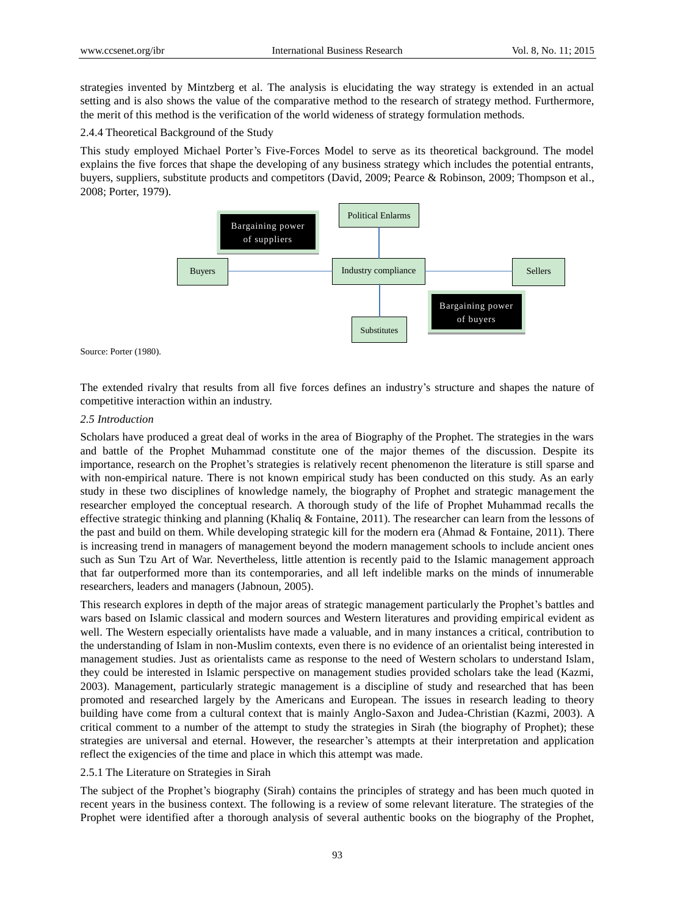strategies invented by Mintzberg et al. The analysis is elucidating the way strategy is extended in an actual setting and is also shows the value of the comparative method to the research of strategy method. Furthermore, the merit of this method is the verification of the world wideness of strategy formulation methods.

2.4.4 Theoretical Background of the Study

This study employed Michael Porter's Five-Forces Model to serve as its theoretical background. The model explains the five forces that shape the developing of any business strategy which includes the potential entrants, buyers, suppliers, substitute products and competitors (David, 2009; Pearce & Robinson, 2009; Thompson et al., 2008; Porter, 1979).

Bargaining power of suppliers

Political Enlarms

Buyers

Industry compliance

Sellers

Bargaining power of buyers

Substitutes

Source: Porter (1980).

The extended rivalry that results from all five forces defines an industry's structure and shapes the nature of competitive interaction within an industry.

### *2.5 Introduction*

Scholars have produced a great deal of works in the area of Biography of the Prophet. The strategies in the wars and battle of the Prophet Muhammad constitute one of the major themes of the discussion. Despite its importance, research on the Prophet's strategies is relatively recent phenomenon the literature is still sparse and with non-empirical nature. There is not known empirical study has been conducted on this study. As an early study in these two disciplines of knowledge namely, the biography of Prophet and strategic management the researcher employed the conceptual research. A thorough study of the life of Prophet Muhammad recalls the effective strategic thinking and planning (Khaliq & Fontaine, 2011). The researcher can learn from the lessons of the past and build on them. While developing strategic kill for the modern era (Ahmad & Fontaine, 2011). There is increasing trend in managers of management beyond the modern management schools to include ancient ones such as Sun Tzu Art of War. Nevertheless, little attention is recently paid to the Islamic management approach that far outperformed more than its contemporaries, and all left indelible marks on the minds of innumerable researchers, leaders and managers (Jabnoun, 2005).

This research explores in depth of the major areas of strategic management particularly the Prophet's battles and wars based on Islamic classical and modern sources and Western literatures and providing empirical evident as well. The Western especially orientalists have made a valuable, and in many instances a critical, contribution to the understanding of Islam in non-Muslim contexts, even there is no evidence of an orientalist being interested in management studies. Just as orientalists came as response to the need of Western scholars to understand Islam, they could be interested in Islamic perspective on management studies provided scholars take the lead (Kazmi, 2003). Management, particularly strategic management is a discipline of study and researched that has been promoted and researched largely by the Americans and European. The issues in research leading to theory building have come from a cultural context that is mainly Anglo-Saxon and Judea-Christian (Kazmi, 2003). A critical comment to a number of the attempt to study the strategies in Sirah (the biography of Prophet); these strategies are universal and eternal. However, the researcher's attempts at their interpretation and application reflect the exigencies of the time and place in which this attempt was made.

2.5.1 The Literature on Strategies in Sirah

The subject of the Prophet's biography (Sirah) contains the principles of strategy and has been much quoted in recent years in the business context. The following is a review of some relevant literature. The strategies of the Prophet were identified after a thorough analysis of several authentic books on the biography of the Prophet,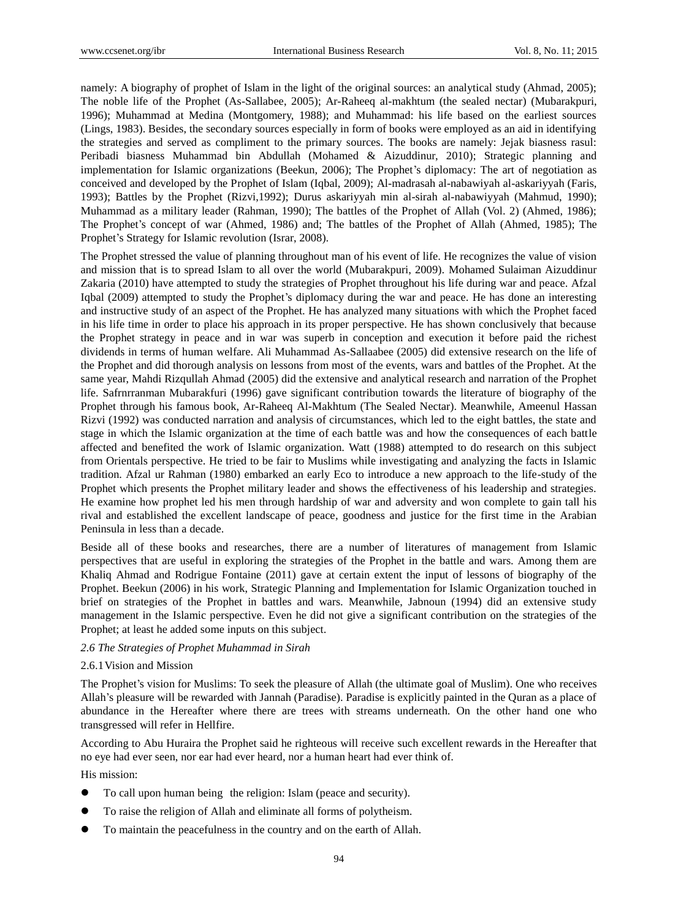namely: A biography of prophet of Islam in the light of the original sources: an analytical study (Ahmad, 2005); The noble life of the Prophet (As-Sallabee, 2005); Ar-Raheeq al-makhtum (the sealed nectar) (Mubarakpuri, 1996); Muhammad at Medina (Montgomery, 1988); and Muhammad: his life based on the earliest sources (Lings, 1983). Besides, the secondary sources especially in form of books were employed as an aid in identifying the strategies and served as compliment to the primary sources. The books are namely: Jejak biasness rasul: Peribadi biasness Muhammad bin Abdullah (Mohamed & Aizuddinur, 2010); Strategic planning and implementation for Islamic organizations (Beekun, 2006); The Prophet's diplomacy: The art of negotiation as conceived and developed by the Prophet of Islam (Iqbal, 2009); Al-madrasah al-nabawiyah al-askariyyah (Faris, 1993); Battles by the Prophet (Rizvi,1992); Durus askariyyah min al-sirah al-nabawiyyah (Mahmud, 1990); Muhammad as a military leader (Rahman, 1990); The battles of the Prophet of Allah (Vol. 2) (Ahmed, 1986); The Prophet's concept of war (Ahmed, 1986) and; The battles of the Prophet of Allah (Ahmed, 1985); The Prophet's Strategy for Islamic revolution (Israr, 2008).

The Prophet stressed the value of planning throughout man of his event of life. He recognizes the value of vision and mission that is to spread Islam to all over the world (Mubarakpuri, 2009). Mohamed Sulaiman Aizuddinur Zakaria (2010) have attempted to study the strategies of Prophet throughout his life during war and peace. Afzal Iqbal (2009) attempted to study the Prophet's diplomacy during the war and peace. He has done an interesting and instructive study of an aspect of the Prophet. He has analyzed many situations with which the Prophet faced in his life time in order to place his approach in its proper perspective. He has shown conclusively that because the Prophet strategy in peace and in war was superb in conception and execution it before paid the richest dividends in terms of human welfare. Ali Muhammad As-Sallaabee (2005) did extensive research on the life of the Prophet and did thorough analysis on lessons from most of the events, wars and battles of the Prophet. At the same year, Mahdi Rizqullah Ahmad (2005) did the extensive and analytical research and narration of the Prophet life. Safrnrranman Mubarakfuri (1996) gave significant contribution towards the literature of biography of the Prophet through his famous book, Ar-Raheeq Al-Makhtum (The Sealed Nectar). Meanwhile, Ameenul Hassan Rizvi (1992) was conducted narration and analysis of circumstances, which led to the eight battles, the state and stage in which the Islamic organization at the time of each battle was and how the consequences of each battle affected and benefited the work of Islamic organization. Watt (1988) attempted to do research on this subject from Orientals perspective. He tried to be fair to Muslims while investigating and analyzing the facts in Islamic tradition. Afzal ur Rahman (1980) embarked an early Eco to introduce a new approach to the life-study of the Prophet which presents the Prophet military leader and shows the effectiveness of his leadership and strategies. He examine how prophet led his men through hardship of war and adversity and won complete to gain tall his rival and established the excellent landscape of peace, goodness and justice for the first time in the Arabian Peninsula in less than a decade.

Beside all of these books and researches, there are a number of literatures of management from Islamic perspectives that are useful in exploring the strategies of the Prophet in the battle and wars. Among them are Khaliq Ahmad and Rodrigue Fontaine (2011) gave at certain extent the input of lessons of biography of the Prophet. Beekun (2006) in his work, Strategic Planning and Implementation for Islamic Organization touched in brief on strategies of the Prophet in battles and wars. Meanwhile, Jabnoun (1994) did an extensive study management in the Islamic perspective. Even he did not give a significant contribution on the strategies of the Prophet; at least he added some inputs on this subject.

### *2.6 The Strategies of Prophet Muhammad in Sirah*

#### 2.6.1 Vision and Mission

The Prophet's vision for Muslims: To seek the pleasure of Allah (the ultimate goal of Muslim). One who receives Allah's pleasure will be rewarded with Jannah (Paradise). Paradise is explicitly painted in the Quran as a place of abundance in the Hereafter where there are trees with streams underneath. On the other hand one who transgressed will refer in Hellfire.

According to Abu Huraira the Prophet said he righteous will receive such excellent rewards in the Hereafter that no eye had ever seen, nor ear had ever heard, nor a human heart had ever think of.

His mission:

- To call upon human being the religion: Islam (peace and security).
- To raise the religion of Allah and eliminate all forms of polytheism.
- To maintain the peacefulness in the country and on the earth of Allah.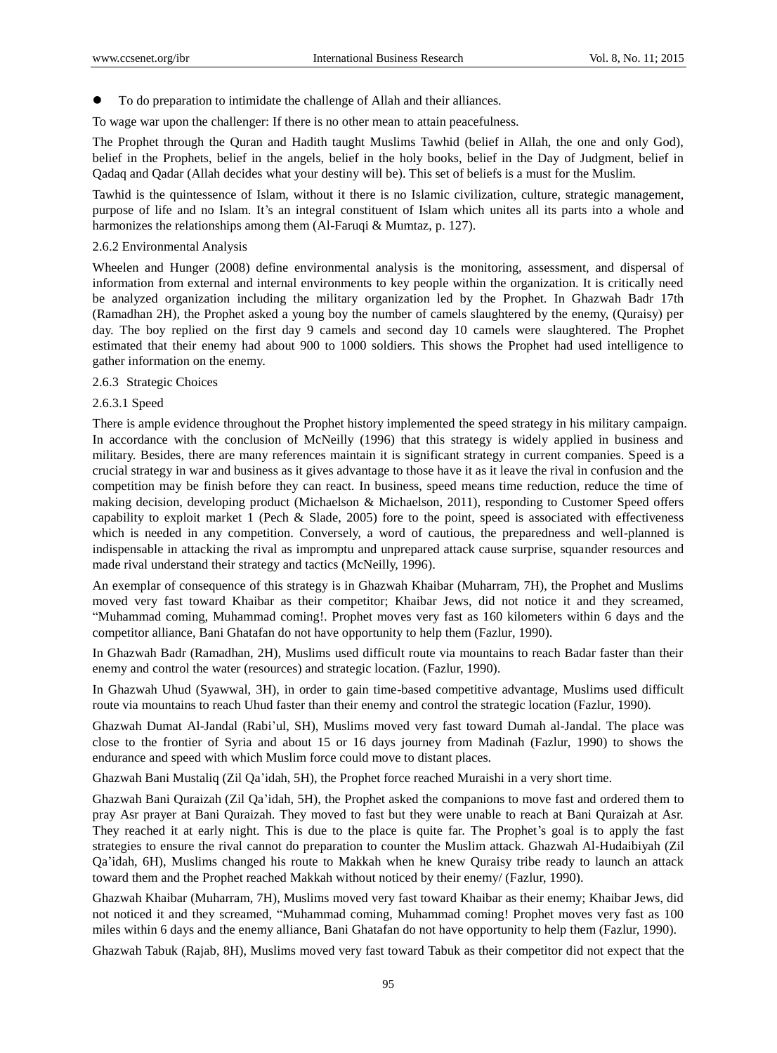- To do preparation to intimidate the challenge of Allah and their alliances.

To wage war upon the challenger: If there is no other mean to attain peacefulness.

The Prophet through the Quran and Hadith taught Muslims Tawhid (belief in Allah, the one and only God), belief in the Prophets, belief in the angels, belief in the holy books, belief in the Day of Judgment, belief in Qadaq and Qadar (Allah decides what your destiny will be). This set of beliefs is a must for the Muslim.

Tawhid is the quintessence of Islam, without it there is no Islamic civilization, culture, strategic management, purpose of life and no Islam. It's an integral constituent of Islam which unites all its parts into a whole and harmonizes the relationships among them (Al-Faruqi & Mumtaz, p. 127).

#### 2.6.2 Environmental Analysis

Wheelen and Hunger (2008) define environmental analysis is the monitoring, assessment, and dispersal of information from external and internal environments to key people within the organization. It is critically need be analyzed organization including the military organization led by the Prophet. In Ghazwah Badr 17th (Ramadhan 2H), the Prophet asked a young boy the number of camels slaughtered by the enemy, (Quraisy) per day. The boy replied on the first day 9 camels and second day 10 camels were slaughtered. The Prophet estimated that their enemy had about 900 to 1000 soldiers. This shows the Prophet had used intelligence to gather information on the enemy.

#### 2.6.3 Strategic Choices

##### 2.6.3.1 Speed

There is ample evidence throughout the Prophet history implemented the speed strategy in his military campaign. In accordance with the conclusion of McNeilly (1996) that this strategy is widely applied in business and military. Besides, there are many references maintain it is significant strategy in current companies. Speed is a crucial strategy in war and business as it gives advantage to those have it as it leave the rival in confusion and the competition may be finish before they can react. In business, speed means time reduction, reduce the time of making decision, developing product (Michaelson & Michaelson, 2011), responding to Customer Speed offers capability to exploit market 1 (Pech & Slade, 2005) fore to the point, speed is associated with effectiveness which is needed in any competition. Conversely, a word of cautious, the preparedness and well-planned is indispensable in attacking the rival as impromptu and unprepared attack cause surprise, squander resources and made rival understand their strategy and tactics (McNeilly, 1996).

An exemplar of consequence of this strategy is in Ghazwah Khaibar (Muharram, 7H), the Prophet and Muslims moved very fast toward Khaibar as their competitor; Khaibar Jews, did not notice it and they screamed, "Muhammad coming, Muhammad coming!. Prophet moves very fast as 160 kilometers within 6 days and the competitor alliance, Bani Ghatafan do not have opportunity to help them (Fazlur, 1990).

In Ghazwah Badr (Ramadhan, 2H), Muslims used difficult route via mountains to reach Badar faster than their enemy and control the water (resources) and strategic location. (Fazlur, 1990).

In Ghazwah Uhud (Syawwal, 3H), in order to gain time-based competitive advantage, Muslims used difficult route via mountains to reach Uhud faster than their enemy and control the strategic location (Fazlur, 1990).

Ghazwah Dumat Al-Jandal (Rabi'ul, SH), Muslims moved very fast toward Dumah al-Jandal. The place was close to the frontier of Syria and about 15 or 16 days journey from Madinah (Fazlur, 1990) to shows the endurance and speed with which Muslim force could move to distant places.

Ghazwah Bani Mustaliq (Zil Qa'idah, 5H), the Prophet force reached Muraishi in a very short time.

Ghazwah Bani Quraizah (Zil Qa'idah, 5H), the Prophet asked the companions to move fast and ordered them to pray Asr prayer at Bani Quraizah. They moved to fast but they were unable to reach at Bani Quraizah at Asr. They reached it at early night. This is due to the place is quite far. The Prophet's goal is to apply the fast strategies to ensure the rival cannot do preparation to counter the Muslim attack. Ghazwah Al-Hudaibiyah (Zil Qa'idah, 6H), Muslims changed his route to Makkah when he knew Quraisy tribe ready to launch an attack toward them and the Prophet reached Makkah without noticed by their enemy/ (Fazlur, 1990).

Ghazwah Khaibar (Muharram, 7H), Muslims moved very fast toward Khaibar as their enemy; Khaibar Jews, did not noticed it and they screamed, "Muhammad coming, Muhammad coming! Prophet moves very fast as 100 miles within 6 days and the enemy alliance, Bani Ghatafan do not have opportunity to help them (Fazlur, 1990).

Ghazwah Tabuk (Rajab, 8H), Muslims moved very fast toward Tabuk as their competitor did not expect that the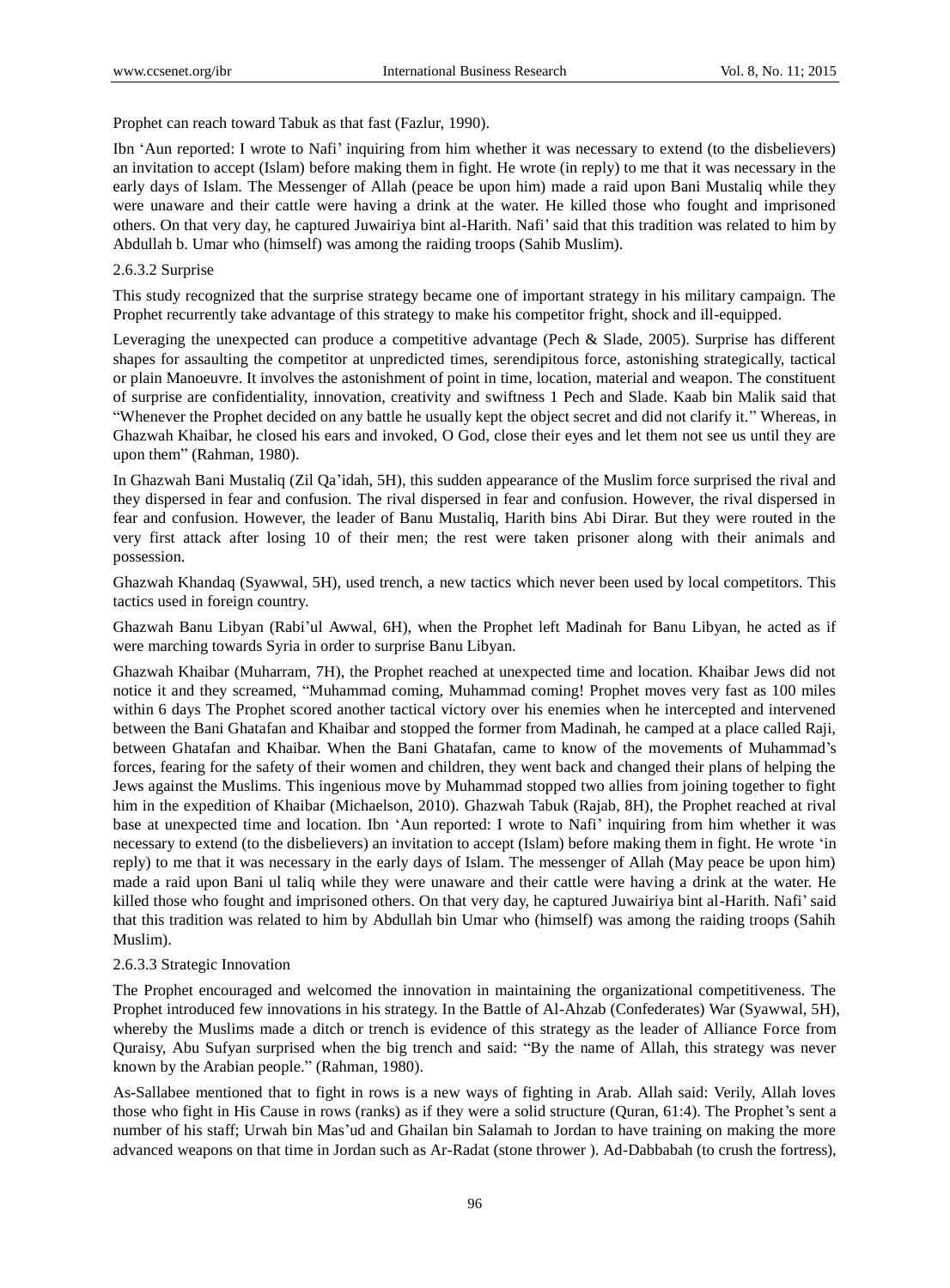Prophet can reach toward Tabuk as that fast (Fazlur, 1990).

Ibn 'Aun reported: I wrote to Nafi' inquiring from him whether it was necessary to extend (to the disbelievers) an invitation to accept (Islam) before making them in fight. He wrote (in reply) to me that it was necessary in the early days of Islam. The Messenger of Allah (peace be upon him) made a raid upon Bani Mustaliq while they were unaware and their cattle were having a drink at the water. He killed those who fought and imprisoned others. On that very day, he captured Juwairiya bint al-Harith. Nafi' said that this tradition was related to him by Abdullah b. Umar who (himself) was among the raiding troops (Sahib Muslim).

#### 2.6.3.2 Surprise

This study recognized that the surprise strategy became one of important strategy in his military campaign. The Prophet recurrently take advantage of this strategy to make his competitor fright, shock and ill-equipped.

Leveraging the unexpected can produce a competitive advantage (Pech & Slade, 2005). Surprise has different shapes for assaulting the competitor at unpredicted times, serendipitous force, astonishing strategically, tactical or plain Manoeuvre. It involves the astonishment of point in time, location, material and weapon. The constituent of surprise are confidentiality, innovation, creativity and swiftness 1 Pech and Slade. Kaab bin Malik said that "Whenever the Prophet decided on any battle he usually kept the object secret and did not clarify it." Whereas, in Ghazwah Khaibar, he closed his ears and invoked, O God, close their eyes and let them not see us until they are upon them" (Rahman, 1980).

In Ghazwah Bani Mustaliq (Zil Qa'idah, 5H), this sudden appearance of the Muslim force surprised the rival and they dispersed in fear and confusion. The rival dispersed in fear and confusion. However, the rival dispersed in fear and confusion. However, the leader of Banu Mustaliq, Harith bins Abi Dirar. But they were routed in the very first attack after losing 10 of their men; the rest were taken prisoner along with their animals and possession.

Ghazwah Khandaq (Syawwal, 5H), used trench, a new tactics which never been used by local competitors. This tactics used in foreign country.

Ghazwah Banu Libyan (Rabi'ul Awwal, 6H), when the Prophet left Madinah for Banu Libyan, he acted as if were marching towards Syria in order to surprise Banu Libyan.

Ghazwah Khaibar (Muharram, 7H), the Prophet reached at unexpected time and location. Khaibar Jews did not notice it and they screamed, "Muhammad coming, Muhammad coming! Prophet moves very fast as 100 miles within 6 days The Prophet scored another tactical victory over his enemies when he intercepted and intervened between the Bani Ghatafan and Khaibar and stopped the former from Madinah, he camped at a place called Raji, between Ghatafan and Khaibar. When the Bani Ghatafan, came to know of the movements of Muhammad's forces, fearing for the safety of their women and children, they went back and changed their plans of helping the Jews against the Muslims. This ingenious move by Muhammad stopped two allies from joining together to fight him in the expedition of Khaibar (Michaelson, 2010). Ghazwah Tabuk (Rajab, 8H), the Prophet reached at rival base at unexpected time and location. Ibn 'Aun reported: I wrote to Nafi' inquiring from him whether it was necessary to extend (to the disbelievers) an invitation to accept (Islam) before making them in fight. He wrote 'in reply) to me that it was necessary in the early days of Islam. The messenger of Allah (May peace be upon him) made a raid upon Bani ul taliq while they were unaware and their cattle were having a drink at the water. He killed those who fought and imprisoned others. On that very day, he captured Juwairiya bint al-Harith. Nafi' said that this tradition was related to him by Abdullah bin Umar who (himself) was among the raiding troops (Sahih Muslim).

#### 2.6.3.3 Strategic Innovation

The Prophet encouraged and welcomed the innovation in maintaining the organizational competitiveness. The Prophet introduced few innovations in his strategy. In the Battle of Al-Ahzab (Confederates) War (Syawwal, 5H), whereby the Muslims made a ditch or trench is evidence of this strategy as the leader of Alliance Force from Quraisy, Abu Sufyan surprised when the big trench and said: "By the name of Allah, this strategy was never known by the Arabian people." (Rahman, 1980).

As-Sallabee mentioned that to fight in rows is a new ways of fighting in Arab. Allah said: Verily, Allah loves those who fight in His Cause in rows (ranks) as if they were a solid structure (Quran, 61:4). The Prophet's sent a number of his staff; Urwah bin Mas'ud and Ghailan bin Salamah to Jordan to have training on making the more advanced weapons on that time in Jordan such as Ar-Radat (stone thrower ). Ad-Dabbabah (to crush the fortress),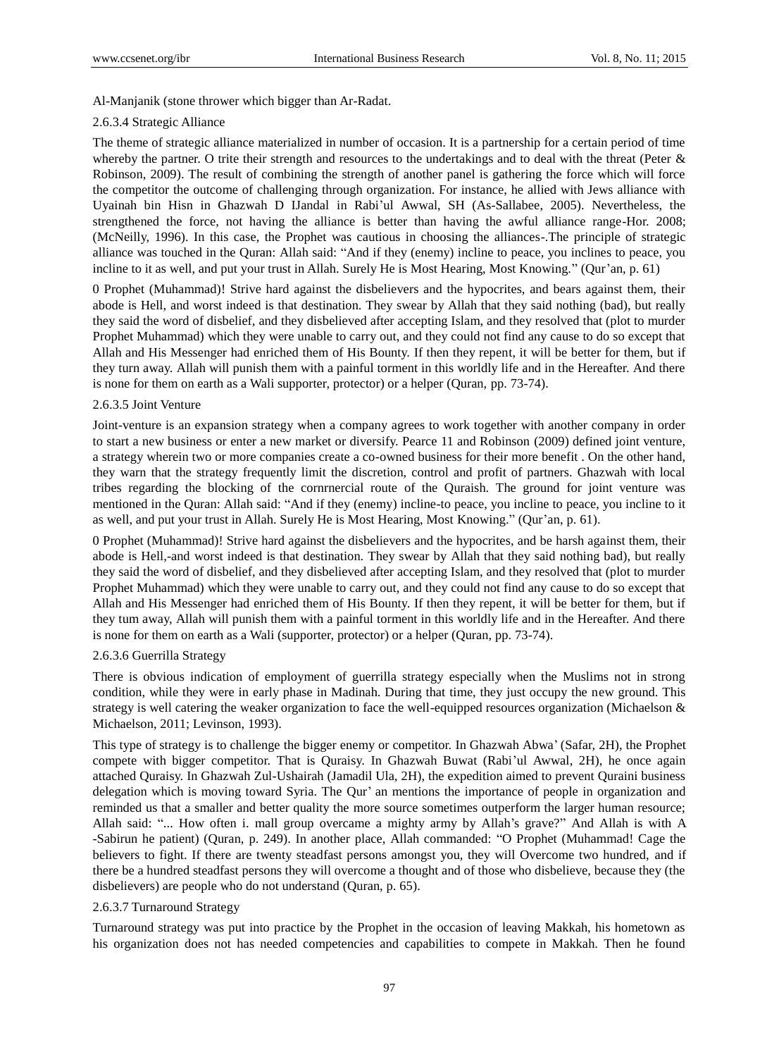Al-Manjanik (stone thrower which bigger than Ar-Radat.

#### 2.6.3.4 Strategic Alliance

The theme of strategic alliance materialized in number of occasion. It is a partnership for a certain period of time whereby the partner. O trite their strength and resources to the undertakings and to deal with the threat (Peter & Robinson, 2009). The result of combining the strength of another panel is gathering the force which will force the competitor the outcome of challenging through organization. For instance, he allied with Jews alliance with Uyainah bin Hisn in Ghazwah D IJandal in Rabi'ul Awwal, SH (As-Sallabee, 2005). Nevertheless, the strengthened the force, not having the alliance is better than having the awful alliance range-Hor. 2008; (McNeilly, 1996). In this case, the Prophet was cautious in choosing the alliances-.The principle of strategic alliance was touched in the Quran: Allah said: "And if they (enemy) incline to peace, you inclines to peace, you incline to it as well, and put your trust in Allah. Surely He is Most Hearing, Most Knowing." (Qur'an, p. 61)

0 Prophet (Muhammad)! Strive hard against the disbelievers and the hypocrites, and bears against them, their abode is Hell, and worst indeed is that destination. They swear by Allah that they said nothing (bad), but really they said the word of disbelief, and they disbelieved after accepting Islam, and they resolved that (plot to murder Prophet Muhammad) which they were unable to carry out, and they could not find any cause to do so except that Allah and His Messenger had enriched them of His Bounty. If then they repent, it will be better for them, but if they turn away. Allah will punish them with a painful torment in this worldly life and in the Hereafter. And there is none for them on earth as a Wali supporter, protector) or a helper (Quran, pp. 73-74).

#### 2.6.3.5 Joint Venture

Joint-venture is an expansion strategy when a company agrees to work together with another company in order to start a new business or enter a new market or diversify. Pearce 11 and Robinson (2009) defined joint venture, a strategy wherein two or more companies create a co-owned business for their more benefit . On the other hand, they warn that the strategy frequently limit the discretion, control and profit of partners. Ghazwah with local tribes regarding the blocking of the cornrnercial route of the Quraish. The ground for joint venture was mentioned in the Quran: Allah said: "And if they (enemy) incline-to peace, you incline to peace, you incline to it as well, and put your trust in Allah. Surely He is Most Hearing, Most Knowing." (Qur'an, p. 61).

0 Prophet (Muhammad)! Strive hard against the disbelievers and the hypocrites, and be harsh against them, their abode is Hell,-and worst indeed is that destination. They swear by Allah that they said nothing bad), but really they said the word of disbelief, and they disbelieved after accepting Islam, and they resolved that (plot to murder Prophet Muhammad) which they were unable to carry out, and they could not find any cause to do so except that Allah and His Messenger had enriched them of His Bounty. If then they repent, it will be better for them, but if they tum away, Allah will punish them with a painful torment in this worldly life and in the Hereafter. And there is none for them on earth as a Wali (supporter, protector) or a helper (Quran, pp. 73-74).

#### 2.6.3.6 Guerrilla Strategy

There is obvious indication of employment of guerrilla strategy especially when the Muslims not in strong condition, while they were in early phase in Madinah. During that time, they just occupy the new ground. This strategy is well catering the weaker organization to face the well-equipped resources organization (Michaelson & Michaelson, 2011; Levinson, 1993).

This type of strategy is to challenge the bigger enemy or competitor. In Ghazwah Abwa' (Safar, 2H), the Prophet compete with bigger competitor. That is Quraisy. In Ghazwah Buwat (Rabi'ul Awwal, 2H), he once again attached Quraisy. In Ghazwah Zul-Ushairah (Jamadil Ula, 2H), the expedition aimed to prevent Quraini business delegation which is moving toward Syria. The Qur' an mentions the importance of people in organization and reminded us that a smaller and better quality the more source sometimes outperform the larger human resource; Allah said: "... How often i. mall group overcame a mighty army by Allah's grave?" And Allah is with A -Sabirun he patient) (Quran, p. 249). In another place, Allah commanded: "O Prophet (Muhammad! Cage the believers to fight. If there are twenty steadfast persons amongst you, they will Overcome two hundred, and if there be a hundred steadfast persons they will overcome a thought and of those who disbelieve, because they (the disbelievers) are people who do not understand (Quran, p. 65).

#### 2.6.3.7 Turnaround Strategy

Turnaround strategy was put into practice by the Prophet in the occasion of leaving Makkah, his hometown as his organization does not has needed competencies and capabilities to compete in Makkah. Then he found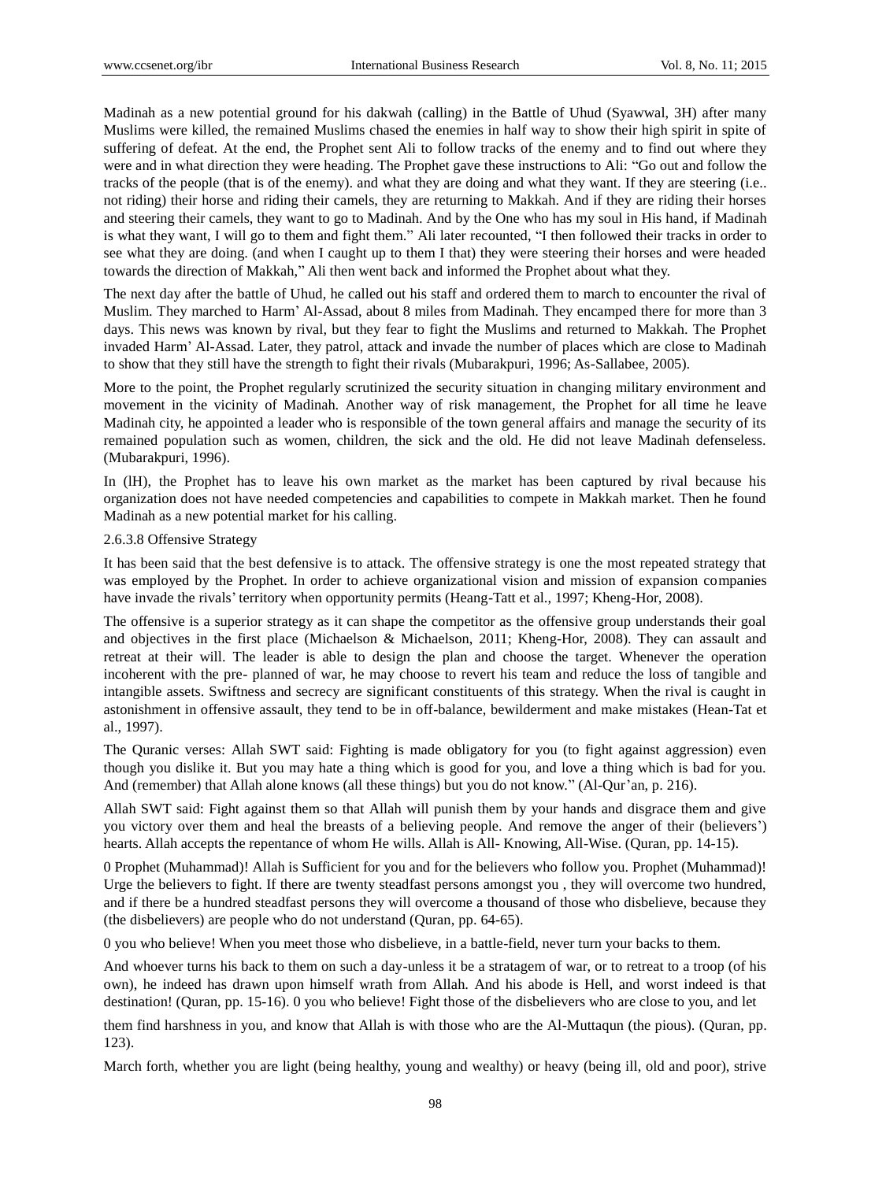Madinah as a new potential ground for his dakwah (calling) in the Battle of Uhud (Syawwal, 3H) after many Muslims were killed, the remained Muslims chased the enemies in half way to show their high spirit in spite of suffering of defeat. At the end, the Prophet sent Ali to follow tracks of the enemy and to find out where they were and in what direction they were heading. The Prophet gave these instructions to Ali: "Go out and follow the tracks of the people (that is of the enemy). and what they are doing and what they want. If they are steering (i.e.. not riding) their horse and riding their camels, they are returning to Makkah. And if they are riding their horses and steering their camels, they want to go to Madinah. And by the One who has my soul in His hand, if Madinah is what they want, I will go to them and fight them." Ali later recounted, "I then followed their tracks in order to see what they are doing. (and when I caught up to them I that) they were steering their horses and were headed towards the direction of Makkah," Ali then went back and informed the Prophet about what they.

The next day after the battle of Uhud, he called out his staff and ordered them to march to encounter the rival of Muslim. They marched to Harm' Al-Assad, about 8 miles from Madinah. They encamped there for more than 3 days. This news was known by rival, but they fear to fight the Muslims and returned to Makkah. The Prophet invaded Harm' Al-Assad. Later, they patrol, attack and invade the number of places which are close to Madinah to show that they still have the strength to fight their rivals (Mubarakpuri, 1996; As-Sallabee, 2005).

More to the point, the Prophet regularly scrutinized the security situation in changing military environment and movement in the vicinity of Madinah. Another way of risk management, the Prophet for all time he leave Madinah city, he appointed a leader who is responsible of the town general affairs and manage the security of its remained population such as women, children, the sick and the old. He did not leave Madinah defenseless. (Mubarakpuri, 1996).

In (lH), the Prophet has to leave his own market as the market has been captured by rival because his organization does not have needed competencies and capabilities to compete in Makkah market. Then he found Madinah as a new potential market for his calling.

#### 2.6.3.8 Offensive Strategy

It has been said that the best defensive is to attack. The offensive strategy is one the most repeated strategy that was employed by the Prophet. In order to achieve organizational vision and mission of expansion companies have invade the rivals' territory when opportunity permits (Heang-Tatt et al., 1997; Kheng-Hor, 2008).

The offensive is a superior strategy as it can shape the competitor as the offensive group understands their goal and objectives in the first place (Michaelson & Michaelson, 2011; Kheng-Hor, 2008). They can assault and retreat at their will. The leader is able to design the plan and choose the target. Whenever the operation incoherent with the pre- planned of war, he may choose to revert his team and reduce the loss of tangible and intangible assets. Swiftness and secrecy are significant constituents of this strategy. When the rival is caught in astonishment in offensive assault, they tend to be in off-balance, bewilderment and make mistakes (Hean-Tat et al., 1997).

The Quranic verses: Allah SWT said: Fighting is made obligatory for you (to fight against aggression) even though you dislike it. But you may hate a thing which is good for you, and love a thing which is bad for you. And (remember) that Allah alone knows (all these things) but you do not know." (Al-Qur'an, p. 216).

Allah SWT said: Fight against them so that Allah will punish them by your hands and disgrace them and give you victory over them and heal the breasts of a believing people. And remove the anger of their (believers') hearts. Allah accepts the repentance of whom He wills. Allah is All- Knowing, All-Wise. (Quran, pp. 14-15).

0 Prophet (Muhammad)! Allah is Sufficient for you and for the believers who follow you. Prophet (Muhammad)! Urge the believers to fight. If there are twenty steadfast persons amongst you , they will overcome two hundred, and if there be a hundred steadfast persons they will overcome a thousand of those who disbelieve, because they (the disbelievers) are people who do not understand (Quran, pp. 64-65).

0 you who believe! When you meet those who disbelieve, in a battle-field, never turn your backs to them.

And whoever turns his back to them on such a day-unless it be a stratagem of war, or to retreat to a troop (of his own), he indeed has drawn upon himself wrath from Allah. And his abode is Hell, and worst indeed is that destination! (Quran, pp. 15-16). 0 you who believe! Fight those of the disbelievers who are close to you, and let

them find harshness in you, and know that Allah is with those who are the Al-Muttaqun (the pious). (Quran, pp. 123).

March forth, whether you are light (being healthy, young and wealthy) or heavy (being ill, old and poor), strive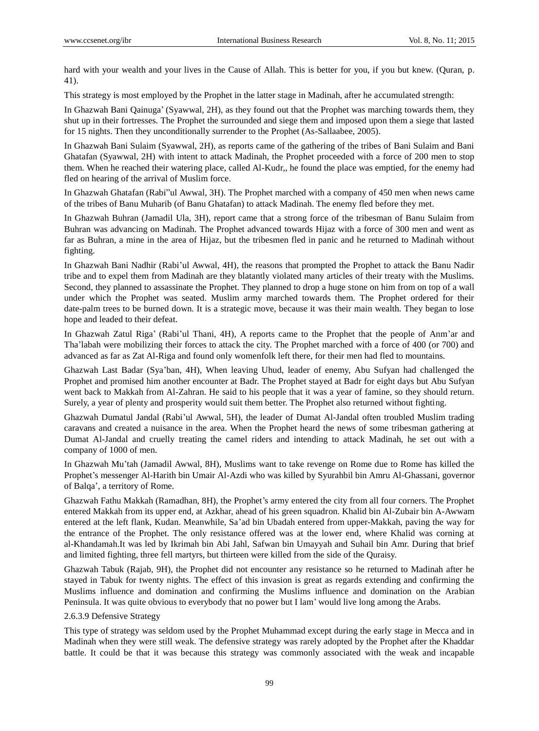hard with your wealth and your lives in the Cause of Allah. This is better for you, if you but knew. (Quran, p. 41).

This strategy is most employed by the Prophet in the latter stage in Madinah, after he accumulated strength:

In Ghazwah Bani Qainuga' (Syawwal, 2H), as they found out that the Prophet was marching towards them, they shut up in their fortresses. The Prophet the surrounded and siege them and imposed upon them a siege that lasted for 15 nights. Then they unconditionally surrender to the Prophet (As-Sallaabee, 2005).

In Ghazwah Bani Sulaim (Syawwal, 2H), as reports came of the gathering of the tribes of Bani Sulaim and Bani Ghatafan (Syawwal, 2H) with intent to attack Madinah, the Prophet proceeded with a force of 200 men to stop them. When he reached their watering place, called Al-Kudr,, he found the place was emptied, for the enemy had fled on hearing of the arrival of Muslim force.

In Ghazwah Ghatafan (Rabi"ul Awwal, 3H). The Prophet marched with a company of 450 men when news came of the tribes of Banu Muharib (of Banu Ghatafan) to attack Madinah. The enemy fled before they met.

In Ghazwah Buhran (Jamadil Ula, 3H), report came that a strong force of the tribesman of Banu Sulaim from Buhran was advancing on Madinah. The Prophet advanced towards Hijaz with a force of 300 men and went as far as Buhran, a mine in the area of Hijaz, but the tribesmen fled in panic and he returned to Madinah without fighting.

In Ghazwah Bani Nadhir (Rabi'ul Awwal, 4H), the reasons that prompted the Prophet to attack the Banu Nadir tribe and to expel them from Madinah are they blatantly violated many articles of their treaty with the Muslims. Second, they planned to assassinate the Prophet. They planned to drop a huge stone on him from on top of a wall under which the Prophet was seated. Muslim army marched towards them. The Prophet ordered for their date-palm trees to be burned down. It is a strategic move, because it was their main wealth. They began to lose hope and leaded to their defeat.

In Ghazwah Zatul Riga' (Rabi'ul Thani, 4H), A reports came to the Prophet that the people of Anm'ar and Tha'labah were mobilizing their forces to attack the city. The Prophet marched with a force of 400 (or 700) and advanced as far as Zat Al-Riga and found only womenfolk left there, for their men had fled to mountains.

Ghazwah Last Badar (Sya'ban, 4H), When leaving Uhud, leader of enemy, Abu Sufyan had challenged the Prophet and promised him another encounter at Badr. The Prophet stayed at Badr for eight days but Abu Sufyan went back to Makkah from Al-Zahran. He said to his people that it was a year of famine, so they should return. Surely, a year of plenty and prosperity would suit them better. The Prophet also returned without fighting.

Ghazwah Dumatul Jandal (Rabi'ul Awwal, 5H), the leader of Dumat Al-Jandal often troubled Muslim trading caravans and created a nuisance in the area. When the Prophet heard the news of some tribesman gathering at Dumat Al-Jandal and cruelly treating the camel riders and intending to attack Madinah, he set out with a company of 1000 of men.

In Ghazwah Mu'tah (Jamadil Awwal, 8H), Muslims want to take revenge on Rome due to Rome has killed the Prophet's messenger Al-Harith bin Umair Al-Azdi who was killed by Syurahbil bin Amru Al-Ghassani, governor of Balqa', a territory of Rome.

Ghazwah Fathu Makkah (Ramadhan, 8H), the Prophet's army entered the city from all four corners. The Prophet entered Makkah from its upper end, at Azkhar, ahead of his green squadron. Khalid bin Al-Zubair bin A-Awwam entered at the left flank, Kudan. Meanwhile, Sa'ad bin Ubadah entered from upper-Makkah, paving the way for the entrance of the Prophet. The only resistance offered was at the lower end, where Khalid was corning at al-Khandamah.It was led by Ikrimah bin Abi Jahl, Safwan bin Umayyah and Suhail bin Amr. During that brief and limited fighting, three fell martyrs, but thirteen were killed from the side of the Quraisy.

Ghazwah Tabuk (Rajab, 9H), the Prophet did not encounter any resistance so he returned to Madinah after he stayed in Tabuk for twenty nights. The effect of this invasion is great as regards extending and confirming the Muslims influence and domination and confirming the Muslims influence and domination on the Arabian Peninsula. It was quite obvious to everybody that no power but I lam' would live long among the Arabs.

#### 2.6.3.9 Defensive Strategy

This type of strategy was seldom used by the Prophet Muhammad except during the early stage in Mecca and in Madinah when they were still weak. The defensive strategy was rarely adopted by the Prophet after the Khaddar battle. It could be that it was because this strategy was commonly associated with the weak and incapable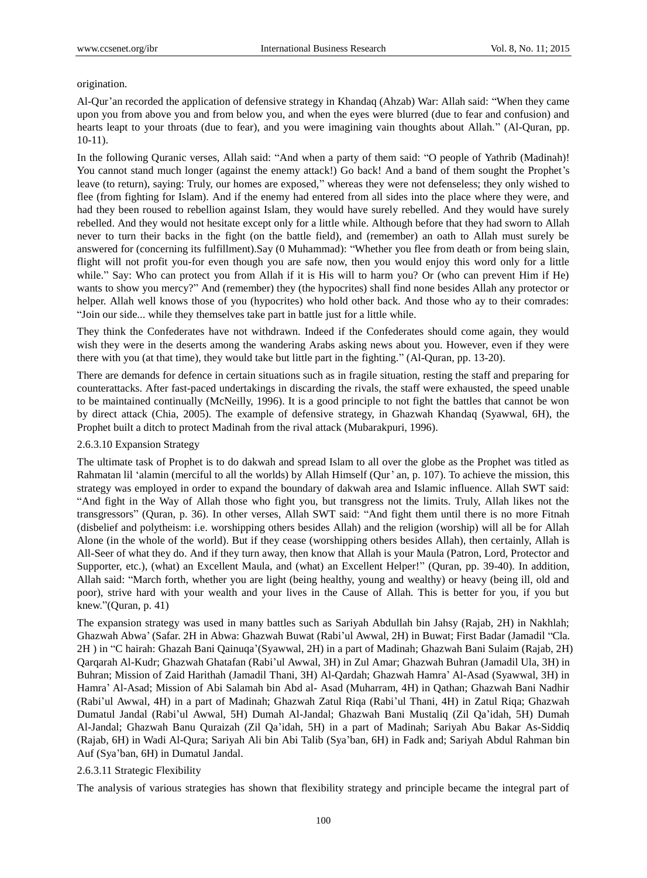origination.

Al-Qur'an recorded the application of defensive strategy in Khandaq (Ahzab) War: Allah said: "When they came upon you from above you and from below you, and when the eyes were blurred (due to fear and confusion) and hearts leapt to your throats (due to fear), and you were imagining vain thoughts about Allah." (Al-Quran, pp. 10-11).

In the following Quranic verses, Allah said: "And when a party of them said: "O people of Yathrib (Madinah)! You cannot stand much longer (against the enemy attack!) Go back! And a band of them sought the Prophet's leave (to return), saying: Truly, our homes are exposed," whereas they were not defenseless; they only wished to flee (from fighting for Islam). And if the enemy had entered from all sides into the place where they were, and had they been roused to rebellion against Islam, they would have surely rebelled. And they would have surely rebelled. And they would not hesitate except only for a little while. Although before that they had sworn to Allah never to turn their backs in the fight (on the battle field), and (remember) an oath to Allah must surely be answered for (concerning its fulfillment).Say (0 Muhammad): "Whether you flee from death or from being slain, flight will not profit you-for even though you are safe now, then you would enjoy this word only for a little while." Say: Who can protect you from Allah if it is His will to harm you? Or (who can prevent Him if He) wants to show you mercy?" And (remember) they (the hypocrites) shall find none besides Allah any protector or helper. Allah well knows those of you (hypocrites) who hold other back. And those who ay to their comrades: "Join our side... while they themselves take part in battle just for a little while.

They think the Confederates have not withdrawn. Indeed if the Confederates should come again, they would wish they were in the deserts among the wandering Arabs asking news about you. However, even if they were there with you (at that time), they would take but little part in the fighting." (Al-Quran, pp. 13-20).

There are demands for defence in certain situations such as in fragile situation, resting the staff and preparing for counterattacks. After fast-paced undertakings in discarding the rivals, the staff were exhausted, the speed unable to be maintained continually (McNeilly, 1996). It is a good principle to not fight the battles that cannot be won by direct attack (Chia, 2005). The example of defensive strategy, in Ghazwah Khandaq (Syawwal, 6H), the Prophet built a ditch to protect Madinah from the rival attack (Mubarakpuri, 1996).

2.6.3.10 Expansion Strategy

The ultimate task of Prophet is to do dakwah and spread Islam to all over the globe as the Prophet was titled as Rahmatan lil 'alamin (merciful to all the worlds) by Allah Himself (Qur' an, p. 107). To achieve the mission, this strategy was employed in order to expand the boundary of dakwah area and Islamic influence. Allah SWT said: "And fight in the Way of Allah those who fight you, but transgress not the limits. Truly, Allah likes not the transgressors" (Quran, p. 36). In other verses, Allah SWT said: "And fight them until there is no more Fitnah (disbelief and polytheism: i.e. worshipping others besides Allah) and the religion (worship) will all be for Allah Alone (in the whole of the world). But if they cease (worshipping others besides Allah), then certainly, Allah is All-Seer of what they do. And if they turn away, then know that Allah is your Maula (Patron, Lord, Protector and Supporter, etc.), (what) an Excellent Maula, and (what) an Excellent Helper!" (Quran, pp. 39-40). In addition, Allah said: "March forth, whether you are light (being healthy, young and wealthy) or heavy (being ill, old and poor), strive hard with your wealth and your lives in the Cause of Allah. This is better for you, if you but knew."(Quran, p. 41)

The expansion strategy was used in many battles such as Sariyah Abdullah bin Jahsy (Rajab, 2H) in Nakhlah; Ghazwah Abwa' (Safar. 2H in Abwa: Ghazwah Buwat (Rabi'ul Awwal, 2H) in Buwat; First Badar (Jamadil "Cla. 2H ) in "C hairah: Ghazah Bani Qainuqa'(Syawwal, 2H) in a part of Madinah; Ghazwah Bani Sulaim (Rajab, 2H) Qarqarah Al-Kudr; Ghazwah Ghatafan (Rabi'ul Awwal, 3H) in Zul Amar; Ghazwah Buhran (Jamadil Ula, 3H) in Buhran; Mission of Zaid Harithah (Jamadil Thani, 3H) Al-Qardah; Ghazwah Hamra' Al-Asad (Syawwal, 3H) in Hamra' Al-Asad; Mission of Abi Salamah bin Abd al- Asad (Muharram, 4H) in Qathan; Ghazwah Bani Nadhir (Rabi'ul Awwal, 4H) in a part of Madinah; Ghazwah Zatul Riqa (Rabi'ul Thani, 4H) in Zatul Riqa; Ghazwah Dumatul Jandal (Rabi'ul Awwal, 5H) Dumah Al-Jandal; Ghazwah Bani Mustaliq (Zil Qa'idah, 5H) Dumah Al-Jandal; Ghazwah Banu Quraizah (Zil Qa'idah, 5H) in a part of Madinah; Sariyah Abu Bakar As-Siddiq (Rajab, 6H) in Wadi Al-Qura; Sariyah Ali bin Abi Talib (Sya'ban, 6H) in Fadk and; Sariyah Abdul Rahman bin Auf (Sya'ban, 6H) in Dumatul Jandal.

2.6.3.11 Strategic Flexibility

The analysis of various strategies has shown that flexibility strategy and principle became the integral part of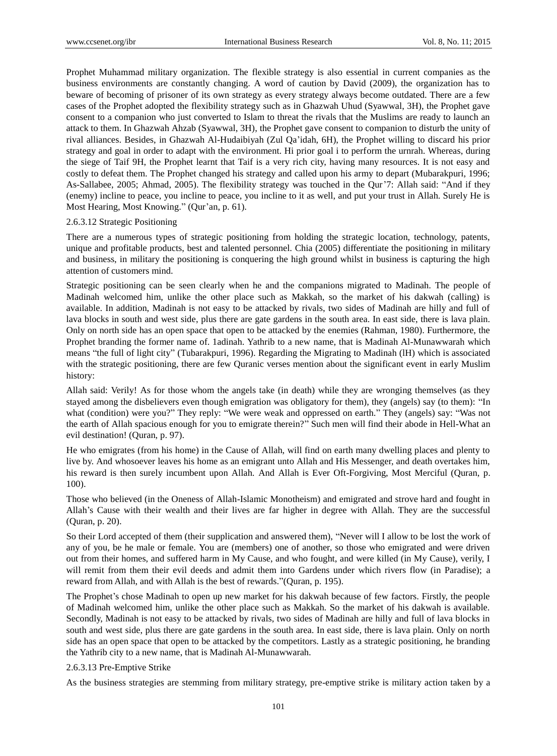Prophet Muhammad military organization. The flexible strategy is also essential in current companies as the business environments are constantly changing. A word of caution by David (2009), the organization has to beware of becoming of prisoner of its own strategy as every strategy always become outdated. There are a few cases of the Prophet adopted the flexibility strategy such as in Ghazwah Uhud (Syawwal, 3H), the Prophet gave consent to a companion who just converted to Islam to threat the rivals that the Muslims are ready to launch an attack to them. In Ghazwah Ahzab (Syawwal, 3H), the Prophet gave consent to companion to disturb the unity of rival alliances. Besides, in Ghazwah Al-Hudaibiyah (Zul Qa'idah, 6H), the Prophet willing to discard his prior strategy and goal in order to adapt with the environment. Hi prior goal i to perform the urnrah. Whereas, during the siege of Taif 9H, the Prophet learnt that Taif is a very rich city, having many resources. It is not easy and costly to defeat them. The Prophet changed his strategy and called upon his army to depart (Mubarakpuri, 1996; As-Sallabee, 2005; Ahmad, 2005). The flexibility strategy was touched in the Qur'7: Allah said: "And if they (enemy) incline to peace, you incline to peace, you incline to it as well, and put your trust in Allah. Surely He is Most Hearing, Most Knowing." (Qur'an, p. 61).

2.6.3.12 Strategic Positioning

There are a numerous types of strategic positioning from holding the strategic location, technology, patents, unique and profitable products, best and talented personnel. Chia (2005) differentiate the positioning in military and business, in military the positioning is conquering the high ground whilst in business is capturing the high attention of customers mind.

Strategic positioning can be seen clearly when he and the companions migrated to Madinah. The people of Madinah welcomed him, unlike the other place such as Makkah, so the market of his dakwah (calling) is available. In addition, Madinah is not easy to be attacked by rivals, two sides of Madinah are hilly and full of lava blocks in south and west side, plus there are gate gardens in the south area. In east side, there is lava plain. Only on north side has an open space that open to be attacked by the enemies (Rahman, 1980). Furthermore, the Prophet branding the former name of. 1adinah. Yathrib to a new name, that is Madinah Al-Munawwarah which means "the full of light city" (Tubarakpuri, 1996). Regarding the Migrating to Madinah (lH) which is associated with the strategic positioning, there are few Quranic verses mention about the significant event in early Muslim history:

Allah said: Verily! As for those whom the angels take (in death) while they are wronging themselves (as they stayed among the disbelievers even though emigration was obligatory for them), they (angels) say (to them): "In what (condition) were you?" They reply: "We were weak and oppressed on earth." They (angels) say: "Was not the earth of Allah spacious enough for you to emigrate therein?" Such men will find their abode in Hell-What an evil destination! (Quran, p. 97).

He who emigrates (from his home) in the Cause of Allah, will find on earth many dwelling places and plenty to live by. And whosoever leaves his home as an emigrant unto Allah and His Messenger, and death overtakes him, his reward is then surely incumbent upon Allah. And Allah is Ever Oft-Forgiving, Most Merciful (Quran, p. 100).

Those who believed (in the Oneness of Allah-Islamic Monotheism) and emigrated and strove hard and fought in Allah's Cause with their wealth and their lives are far higher in degree with Allah. They are the successful (Quran, p. 20).

So their Lord accepted of them (their supplication and answered them), "Never will I allow to be lost the work of any of you, be he male or female. You are (members) one of another, so those who emigrated and were driven out from their homes, and suffered harm in My Cause, and who fought, and were killed (in My Cause), verily, I will remit from them their evil deeds and admit them into Gardens under which rivers flow (in Paradise); a reward from Allah, and with Allah is the best of rewards."(Quran, p. 195).

The Prophet's chose Madinah to open up new market for his dakwah because of few factors. Firstly, the people of Madinah welcomed him, unlike the other place such as Makkah. So the market of his dakwah is available. Secondly, Madinah is not easy to be attacked by rivals, two sides of Madinah are hilly and full of lava blocks in south and west side, plus there are gate gardens in the south area. In east side, there is lava plain. Only on north side has an open space that open to be attacked by the competitors. Lastly as a strategic positioning, he branding the Yathrib city to a new name, that is Madinah Al-Munawwarah.

2.6.3.13 Pre-Emptive Strike

As the business strategies are stemming from military strategy, pre-emptive strike is military action taken by a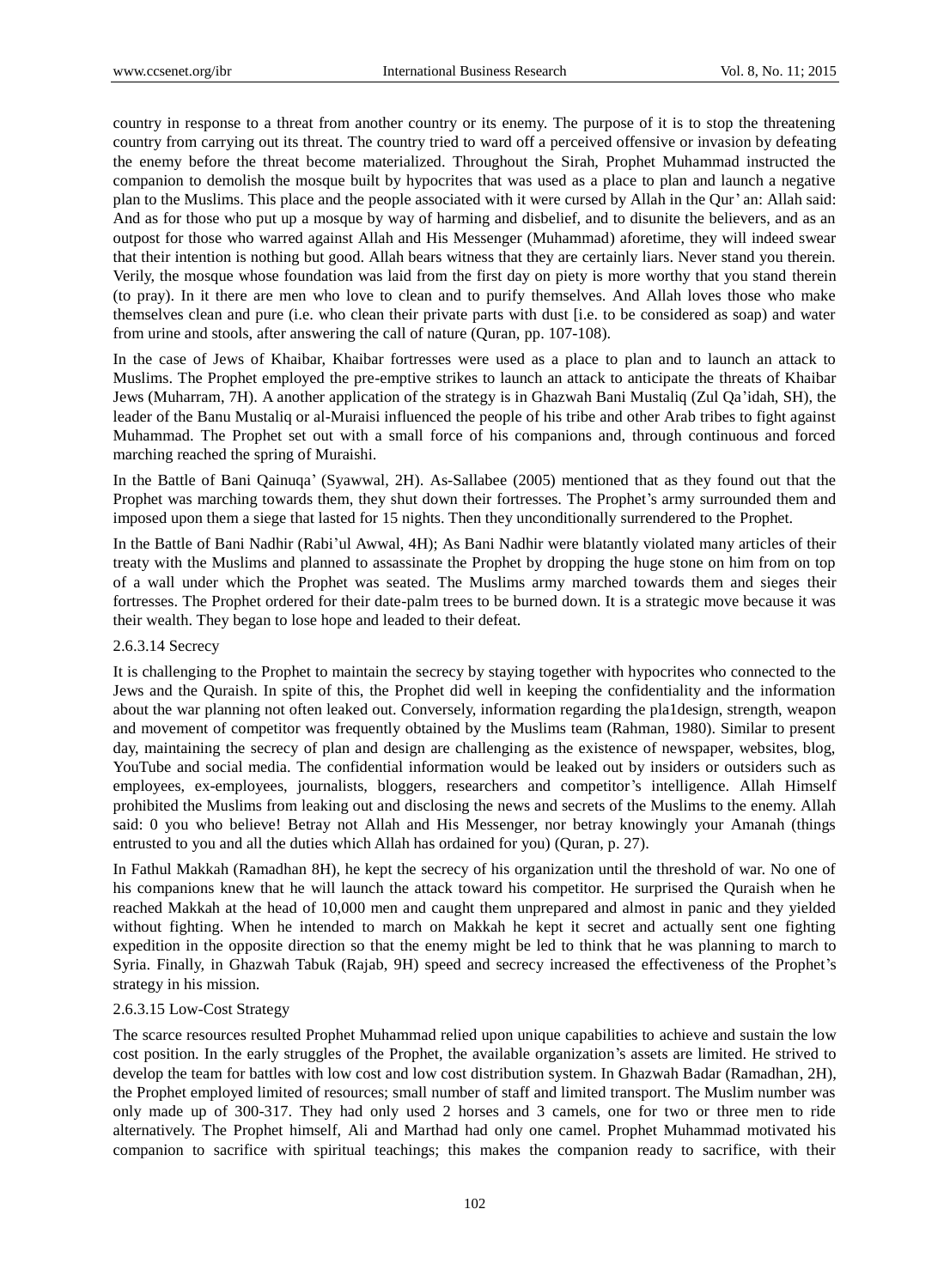country in response to a threat from another country or its enemy. The purpose of it is to stop the threatening country from carrying out its threat. The country tried to ward off a perceived offensive or invasion by defeating the enemy before the threat become materialized. Throughout the Sirah, Prophet Muhammad instructed the companion to demolish the mosque built by hypocrites that was used as a place to plan and launch a negative plan to the Muslims. This place and the people associated with it were cursed by Allah in the Qur' an: Allah said: And as for those who put up a mosque by way of harming and disbelief, and to disunite the believers, and as an outpost for those who warred against Allah and His Messenger (Muhammad) aforetime, they will indeed swear that their intention is nothing but good. Allah bears witness that they are certainly liars. Never stand you therein. Verily, the mosque whose foundation was laid from the first day on piety is more worthy that you stand therein (to pray). In it there are men who love to clean and to purify themselves. And Allah loves those who make themselves clean and pure (i.e. who clean their private parts with dust [i.e. to be considered as soap) and water from urine and stools, after answering the call of nature (Quran, pp. 107-108).

In the case of Jews of Khaibar, Khaibar fortresses were used as a place to plan and to launch an attack to Muslims. The Prophet employed the pre-emptive strikes to launch an attack to anticipate the threats of Khaibar Jews (Muharram, 7H). A another application of the strategy is in Ghazwah Bani Mustaliq (Zul Qa'idah, SH), the leader of the Banu Mustaliq or al-Muraisi influenced the people of his tribe and other Arab tribes to fight against Muhammad. The Prophet set out with a small force of his companions and, through continuous and forced marching reached the spring of Muraishi.

In the Battle of Bani Qainuqa' (Syawwal, 2H). As-Sallabee (2005) mentioned that as they found out that the Prophet was marching towards them, they shut down their fortresses. The Prophet's army surrounded them and imposed upon them a siege that lasted for 15 nights. Then they unconditionally surrendered to the Prophet.

In the Battle of Bani Nadhir (Rabi'ul Awwal, 4H); As Bani Nadhir were blatantly violated many articles of their treaty with the Muslims and planned to assassinate the Prophet by dropping the huge stone on him from on top of a wall under which the Prophet was seated. The Muslims army marched towards them and sieges their fortresses. The Prophet ordered for their date-palm trees to be burned down. It is a strategic move because it was their wealth. They began to lose hope and leaded to their defeat.

#### 2.6.3.14 Secrecy

It is challenging to the Prophet to maintain the secrecy by staying together with hypocrites who connected to the Jews and the Quraish. In spite of this, the Prophet did well in keeping the confidentiality and the information about the war planning not often leaked out. Conversely, information regarding the pla1design, strength, weapon and movement of competitor was frequently obtained by the Muslims team (Rahman, 1980). Similar to present day, maintaining the secrecy of plan and design are challenging as the existence of newspaper, websites, blog, YouTube and social media. The confidential information would be leaked out by insiders or outsiders such as employees, ex-employees, journalists, bloggers, researchers and competitor's intelligence. Allah Himself prohibited the Muslims from leaking out and disclosing the news and secrets of the Muslims to the enemy. Allah said: 0 you who believe! Betray not Allah and His Messenger, nor betray knowingly your Amanah (things entrusted to you and all the duties which Allah has ordained for you) (Quran, p. 27).

In Fathul Makkah (Ramadhan 8H), he kept the secrecy of his organization until the threshold of war. No one of his companions knew that he will launch the attack toward his competitor. He surprised the Quraish when he reached Makkah at the head of 10,000 men and caught them unprepared and almost in panic and they yielded without fighting. When he intended to march on Makkah he kept it secret and actually sent one fighting expedition in the opposite direction so that the enemy might be led to think that he was planning to march to Syria. Finally, in Ghazwah Tabuk (Rajab, 9H) speed and secrecy increased the effectiveness of the Prophet's strategy in his mission.

#### 2.6.3.15 Low-Cost Strategy

The scarce resources resulted Prophet Muhammad relied upon unique capabilities to achieve and sustain the low cost position. In the early struggles of the Prophet, the available organization's assets are limited. He strived to develop the team for battles with low cost and low cost distribution system. In Ghazwah Badar (Ramadhan, 2H), the Prophet employed limited of resources; small number of staff and limited transport. The Muslim number was only made up of 300-317. They had only used 2 horses and 3 camels, one for two or three men to ride alternatively. The Prophet himself, Ali and Marthad had only one camel. Prophet Muhammad motivated his companion to sacrifice with spiritual teachings; this makes the companion ready to sacrifice, with their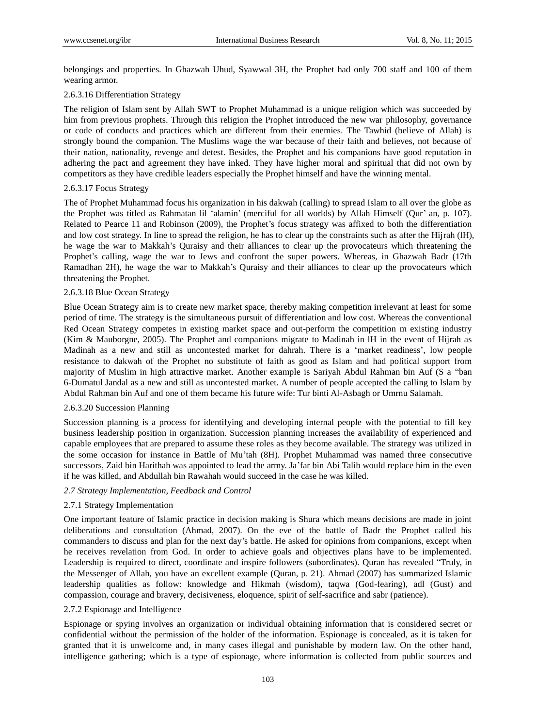belongings and properties. In Ghazwah Uhud, Syawwal 3H, the Prophet had only 700 staff and 100 of them wearing armor.

#### 2.6.3.16 Differentiation Strategy

The religion of Islam sent by Allah SWT to Prophet Muhammad is a unique religion which was succeeded by him from previous prophets. Through this religion the Prophet introduced the new war philosophy, governance or code of conducts and practices which are different from their enemies. The Tawhid (believe of Allah) is strongly bound the companion. The Muslims wage the war because of their faith and believes, not because of their nation, nationality, revenge and detest. Besides, the Prophet and his companions have good reputation in adhering the pact and agreement they have inked. They have higher moral and spiritual that did not own by competitors as they have credible leaders especially the Prophet himself and have the winning mental.

#### 2.6.3.17 Focus Strategy

The of Prophet Muhammad focus his organization in his dakwah (calling) to spread Islam to all over the globe as the Prophet was titled as Rahmatan lil 'alamin' (merciful for all worlds) by Allah Himself (Qur' an, p. 107). Related to Pearce 11 and Robinson (2009), the Prophet's focus strategy was affixed to both the differentiation and low cost strategy. In line to spread the religion, he has to clear up the constraints such as after the Hijrah (lH), he wage the war to Makkah's Quraisy and their alliances to clear up the provocateurs which threatening the Prophet's calling, wage the war to Jews and confront the super powers. Whereas, in Ghazwah Badr (17th Ramadhan 2H), he wage the war to Makkah's Quraisy and their alliances to clear up the provocateurs which threatening the Prophet.

#### 2.6.3.18 Blue Ocean Strategy

Blue Ocean Strategy aim is to create new market space, thereby making competition irrelevant at least for some period of time. The strategy is the simultaneous pursuit of differentiation and low cost. Whereas the conventional Red Ocean Strategy competes in existing market space and out-perform the competition m existing industry (Kim & Mauborgne, 2005). The Prophet and companions migrate to Madinah in lH in the event of Hijrah as Madinah as a new and still as uncontested market for dahrah. There is a 'market readiness', low people resistance to dakwah of the Prophet no substitute of faith as good as Islam and had political support from majority of Muslim in high attractive market. Another example is Sariyah Abdul Rahman bin Auf (S a "ban 6-Dumatul Jandal as a new and still as uncontested market. A number of people accepted the calling to Islam by Abdul Rahman bin Auf and one of them became his future wife: Tur binti Al-Asbagh or Umrnu Salamah.

#### 2.6.3.20 Succession Planning

Succession planning is a process for identifying and developing internal people with the potential to fill key business leadership position in organization. Succession planning increases the availability of experienced and capable employees that are prepared to assume these roles as they become available. The strategy was utilized in the some occasion for instance in Battle of Mu'tah (8H). Prophet Muhammad was named three consecutive successors, Zaid bin Harithah was appointed to lead the army. Ja'far bin Abi Talib would replace him in the even if he was killed, and Abdullah bin Rawahah would succeed in the case he was killed.

### *2.7 Strategy Implementation, Feedback and Control*

#### 2.7.1 Strategy Implementation

One important feature of Islamic practice in decision making is Shura which means decisions are made in joint deliberations and consultation (Ahmad, 2007). On the eve of the battle of Badr the Prophet called his commanders to discuss and plan for the next day's battle. He asked for opinions from companions, except when he receives revelation from God. In order to achieve goals and objectives plans have to be implemented. Leadership is required to direct, coordinate and inspire followers (subordinates). Quran has revealed "Truly, in the Messenger of Allah, you have an excellent example (Quran, p. 21). Ahmad (2007) has summarized Islamic leadership qualities as follow: knowledge and Hikmah (wisdom), taqwa (God-fearing), adl (Gust) and compassion, courage and bravery, decisiveness, eloquence, spirit of self-sacrifice and sabr (patience).

#### 2.7.2 Espionage and Intelligence

Espionage or spying involves an organization or individual obtaining information that is considered secret or confidential without the permission of the holder of the information. Espionage is concealed, as it is taken for granted that it is unwelcome and, in many cases illegal and punishable by modern law. On the other hand, intelligence gathering; which is a type of espionage, where information is collected from public sources and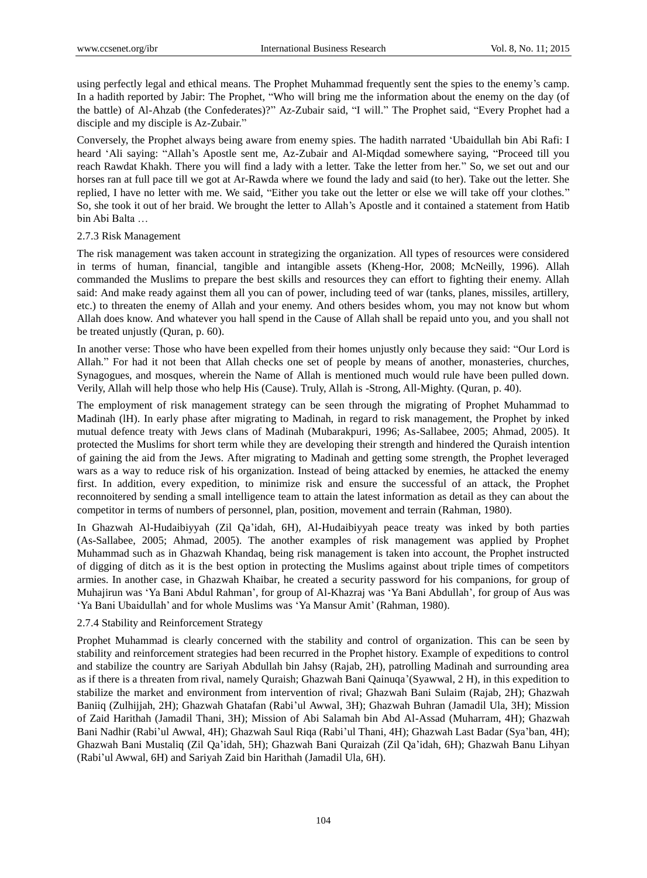using perfectly legal and ethical means. The Prophet Muhammad frequently sent the spies to the enemy's camp. In a hadith reported by Jabir: The Prophet, "Who will bring me the information about the enemy on the day (of the battle) of Al-Ahzab (the Confederates)?" Az-Zubair said, "I will." The Prophet said, "Every Prophet had a disciple and my disciple is Az-Zubair."

Conversely, the Prophet always being aware from enemy spies. The hadith narrated 'Ubaidullah bin Abi Rafi: I heard 'Ali saying: "Allah's Apostle sent me, Az-Zubair and Al-Miqdad somewhere saying, "Proceed till you reach Rawdat Khakh. There you will find a lady with a letter. Take the letter from her." So, we set out and our horses ran at full pace till we got at Ar-Rawda where we found the lady and said (to her). Take out the letter. She replied, I have no letter with me. We said, "Either you take out the letter or else we will take off your clothes." So, she took it out of her braid. We brought the letter to Allah's Apostle and it contained a statement from Hatib bin Abi Balta …

### 2.7.3 Risk Management

The risk management was taken account in strategizing the organization. All types of resources were considered in terms of human, financial, tangible and intangible assets (Kheng-Hor, 2008; McNeilly, 1996). Allah commanded the Muslims to prepare the best skills and resources they can effort to fighting their enemy. Allah said: And make ready against them all you can of power, including teed of war (tanks, planes, missiles, artillery, etc.) to threaten the enemy of Allah and your enemy. And others besides whom, you may not know but whom Allah does know. And whatever you hall spend in the Cause of Allah shall be repaid unto you, and you shall not be treated unjustly (Quran, p. 60).

In another verse: Those who have been expelled from their homes unjustly only because they said: "Our Lord is Allah." For had it not been that Allah checks one set of people by means of another, monasteries, churches, Synagogues, and mosques, wherein the Name of Allah is mentioned much would rule have been pulled down. Verily, Allah will help those who help His (Cause). Truly, Allah is -Strong, All-Mighty. (Quran, p. 40).

The employment of risk management strategy can be seen through the migrating of Prophet Muhammad to Madinah (lH). In early phase after migrating to Madinah, in regard to risk management, the Prophet by inked mutual defence treaty with Jews clans of Madinah (Mubarakpuri, 1996; As-Sallabee, 2005; Ahmad, 2005). It protected the Muslims for short term while they are developing their strength and hindered the Quraish intention of gaining the aid from the Jews. After migrating to Madinah and getting some strength, the Prophet leveraged wars as a way to reduce risk of his organization. Instead of being attacked by enemies, he attacked the enemy first. In addition, every expedition, to minimize risk and ensure the successful of an attack, the Prophet reconnoitered by sending a small intelligence team to attain the latest information as detail as they can about the competitor in terms of numbers of personnel, plan, position, movement and terrain (Rahman, 1980).

In Ghazwah Al-Hudaibiyyah (Zil Qa'idah, 6H), Al-Hudaibiyyah peace treaty was inked by both parties (As-Sallabee, 2005; Ahmad, 2005). The another examples of risk management was applied by Prophet Muhammad such as in Ghazwah Khandaq, being risk management is taken into account, the Prophet instructed of digging of ditch as it is the best option in protecting the Muslims against about triple times of competitors armies. In another case, in Ghazwah Khaibar, he created a security password for his companions, for group of Muhajirun was 'Ya Bani Abdul Rahman', for group of Al-Khazraj was 'Ya Bani Abdullah', for group of Aus was 'Ya Bani Ubaidullah' and for whole Muslims was 'Ya Mansur Amit' (Rahman, 1980).

### 2.7.4 Stability and Reinforcement Strategy

Prophet Muhammad is clearly concerned with the stability and control of organization. This can be seen by stability and reinforcement strategies had been recurred in the Prophet history. Example of expeditions to control and stabilize the country are Sariyah Abdullah bin Jahsy (Rajab, 2H), patrolling Madinah and surrounding area as if there is a threaten from rival, namely Quraish; Ghazwah Bani Qainuqa'(Syawwal, 2 H), in this expedition to stabilize the market and environment from intervention of rival; Ghazwah Bani Sulaim (Rajab, 2H); Ghazwah Baniiq (Zulhijjah, 2H); Ghazwah Ghatafan (Rabi'ul Awwal, 3H); Ghazwah Buhran (Jamadil Ula, 3H); Mission of Zaid Harithah (Jamadil Thani, 3H); Mission of Abi Salamah bin Abd Al-Assad (Muharram, 4H); Ghazwah Bani Nadhir (Rabi'ul Awwal, 4H); Ghazwah Saul Riqa (Rabi'ul Thani, 4H); Ghazwah Last Badar (Sya'ban, 4H); Ghazwah Bani Mustaliq (Zil Qa'idah, 5H); Ghazwah Bani Quraizah (Zil Qa'idah, 6H); Ghazwah Banu Lihyan (Rabi'ul Awwal, 6H) and Sariyah Zaid bin Harithah (Jamadil Ula, 6H).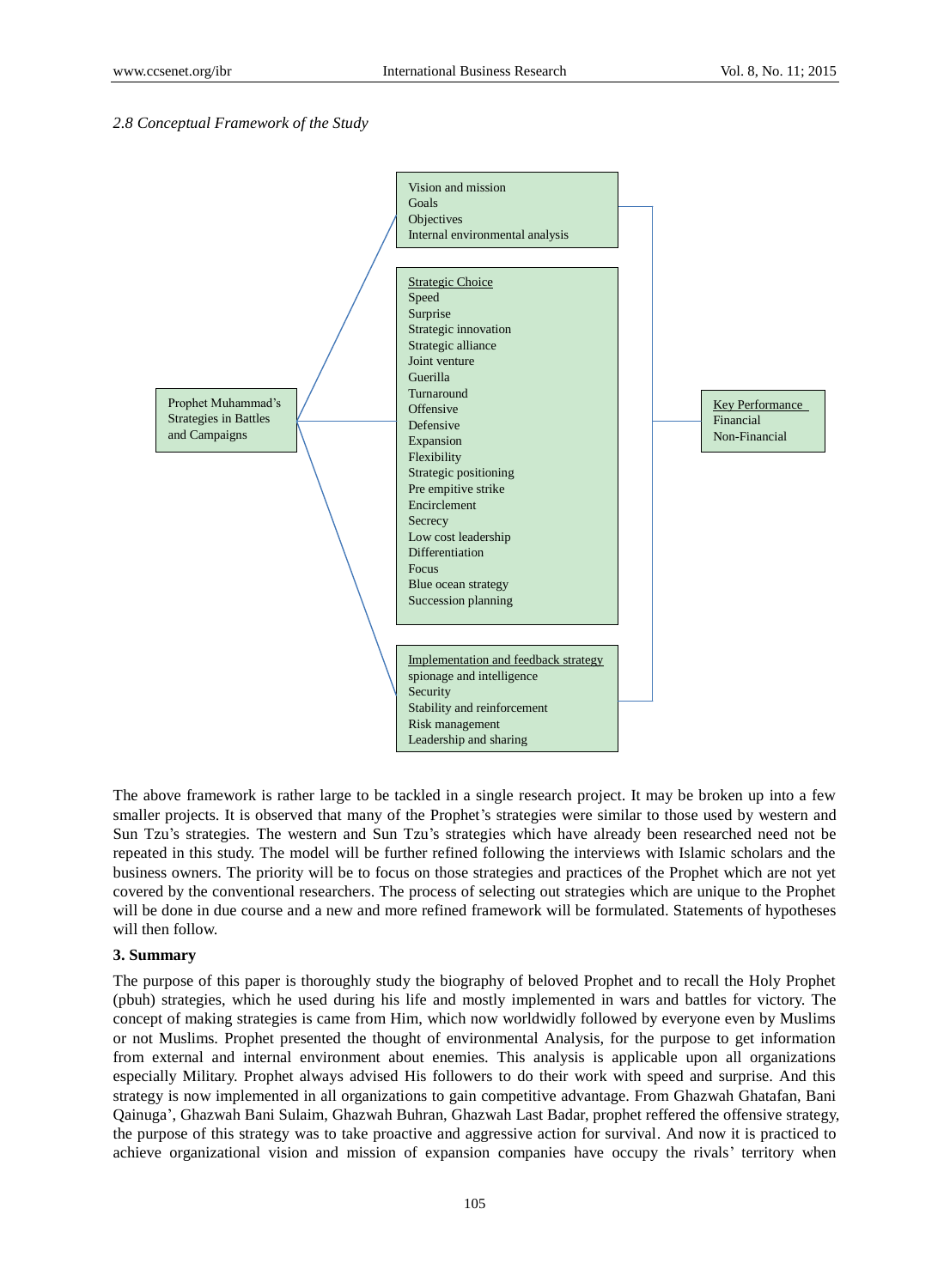*2.8 Conceptual Framework of the Study*

Prophet Muhammad's Strategies in Battles and Campaigns

Vision and mission
Goals
Objectives
Internal environmental analysis

Strategic Choice
Speed
Surprise
Strategic innovation
Strategic alliance
Joint venture
Guerilla
Turnaround
Offensive
Defensive
Expansion
Flexibility
Strategic positioning
Pre empitive strike
Encirclement
Secrecy
Low cost leadership
Differentiation
Focus
Blue ocean strategy
Succession planning

Implementation and feedback strategy
spionage and intelligence
Security
Stability and reinforcement
Risk management
Leadership and sharing

Key Performance
Financial
Non-Financial

The above framework is rather large to be tackled in a single research project. It may be broken up into a few smaller projects. It is observed that many of the Prophet's strategies were similar to those used by western and Sun Tzu's strategies. The western and Sun Tzu's strategies which have already been researched need not be repeated in this study. The model will be further refined following the interviews with Islamic scholars and the business owners. The priority will be to focus on those strategies and practices of the Prophet which are not yet covered by the conventional researchers. The process of selecting out strategies which are unique to the Prophet will be done in due course and a new and more refined framework will be formulated. Statements of hypotheses will then follow.

**3. Summary**

The purpose of this paper is thoroughly study the biography of beloved Prophet and to recall the Holy Prophet (pbuh) strategies, which he used during his life and mostly implemented in wars and battles for victory. The concept of making strategies is came from Him, which now worldwidly followed by everyone even by Muslims or not Muslims. Prophet presented the thought of environmental Analysis, for the purpose to get information from external and internal environment about enemies. This analysis is applicable upon all organizations especially Military. Prophet always advised His followers to do their work with speed and surprise. And this strategy is now implemented in all organizations to gain competitive advantage. From Ghazwah Ghatafan, Bani Qainuga', Ghazwah Bani Sulaim, Ghazwah Buhran, Ghazwah Last Badar, prophet reffered the offensive strategy, the purpose of this strategy was to take proactive and aggressive action for survival. And now it is practiced to achieve organizational vision and mission of expansion companies have occupy the rivals' territory when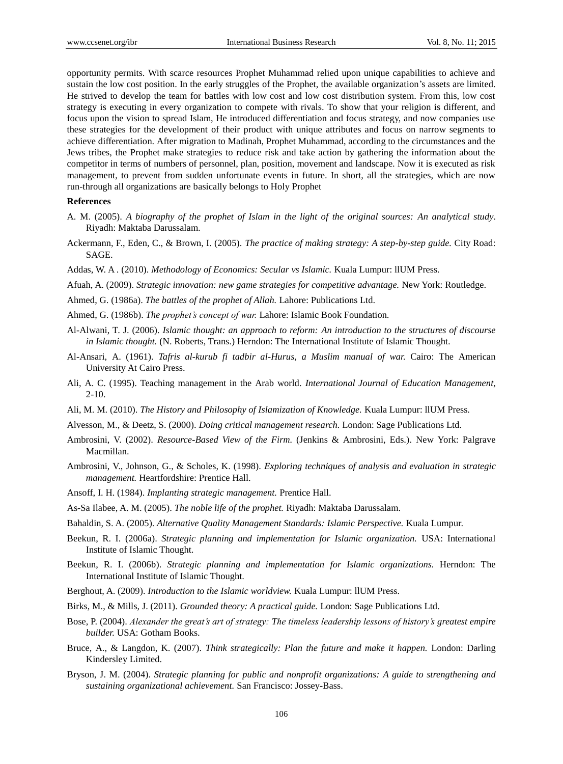opportunity permits. With scarce resources Prophet Muhammad relied upon unique capabilities to achieve and sustain the low cost position. In the early struggles of the Prophet, the available organization's assets are limited. He strived to develop the team for battles with low cost and low cost distribution system. From this, low cost strategy is executing in every organization to compete with rivals. To show that your religion is different, and focus upon the vision to spread Islam, He introduced differentiation and focus strategy, and now companies use these strategies for the development of their product with unique attributes and focus on narrow segments to achieve differentiation. After migration to Madinah, Prophet Muhammad, according to the circumstances and the Jews tribes, the Prophet make strategies to reduce risk and take action by gathering the information about the competitor in terms of numbers of personnel, plan, position, movement and landscape. Now it is executed as risk management, to prevent from sudden unfortunate events in future. In short, all the strategies, which are now run-through all organizations are basically belongs to Holy Prophet

**References**

A. M. (2005). *A biography of the prophet of Islam in the light of the original sources: An analytical study*. Riyadh: Maktaba Darussalam.

Ackermann, F., Eden, C., & Brown, I. (2005). *The practice of making strategy: A step-by-step guide.* City Road: SAGE.

Addas, W. A . (2010). *Methodology of Economics: Secular vs Islamic.* Kuala Lumpur: llUM Press.

Afuah, A. (2009). *Strategic innovation: new game strategies for competitive advantage.* New York: Routledge.

Ahmed, G. (1986a). *The battles of the prophet of Allah.* Lahore: Publications Ltd.

Ahmed, G. (1986b). *The prophet's concept of war.* Lahore: Islamic Book Foundation.

Al-Alwani, T. J. (2006). *Islamic thought: an approach to reform: An introduction to the structures of discourse in Islamic thought.* (N. Roberts, Trans.) Herndon: The International Institute of Islamic Thought.

Al-Ansari, A. (1961). *Tafris al-kurub fi tadbir al-Hurus, a Muslim manual of war.* Cairo: The American University At Cairo Press.

Ali, A. C. (1995). Teaching management in the Arab world. *International Journal of Education Management,* 2-10.

Ali, M. M. (2010). *The History and Philosophy of Islamization of Knowledge.* Kuala Lumpur: llUM Press.

Alvesson, M., & Deetz, S. (2000). *Doing critical management research.* London: Sage Publications Ltd.

Ambrosini, V. (2002). *Resource-Based View of the Firm.* (Jenkins & Ambrosini, Eds.). New York: Palgrave Macmillan.

Ambrosini, V., Johnson, G., & Scholes, K. (1998). *Exploring techniques of analysis and evaluation in strategic management.* Heartfordshire: Prentice Hall.

Ansoff, I. H. (1984). *Implanting strategic management.* Prentice Hall.

As-Sa Ilabee, A. M. (2005). *The noble life of the prophet.* Riyadh: Maktaba Darussalam.

Bahaldin, S. A. (2005). *Alternative Quality Management Standards: Islamic Perspective.* Kuala Lumpur.

Beekun, R. I. (2006a). *Strategic planning and implementation for Islamic organization.* USA: International Institute of Islamic Thought.

Beekun, R. I. (2006b). *Strategic planning and implementation for Islamic organizations.* Herndon: The International Institute of Islamic Thought.

Berghout, A. (2009). *Introduction to the Islamic worldview.* Kuala Lumpur: llUM Press.

Birks, M., & Mills, J. (2011). *Grounded theory: A practical guide.* London: Sage Publications Ltd.

Bose, P. (2004). *Alexander the great's art of strategy: The timeless leadership lessons of history's greatest empire builder.* USA: Gotham Books.

Bruce, A., & Langdon, K. (2007). *Think strategically: Plan the future and make it happen.* London: Darling Kindersley Limited.

Bryson, J. M. (2004). *Strategic planning for public and nonprofit organizations: A guide to strengthening and sustaining organizational achievement.* San Francisco: Jossey-Bass.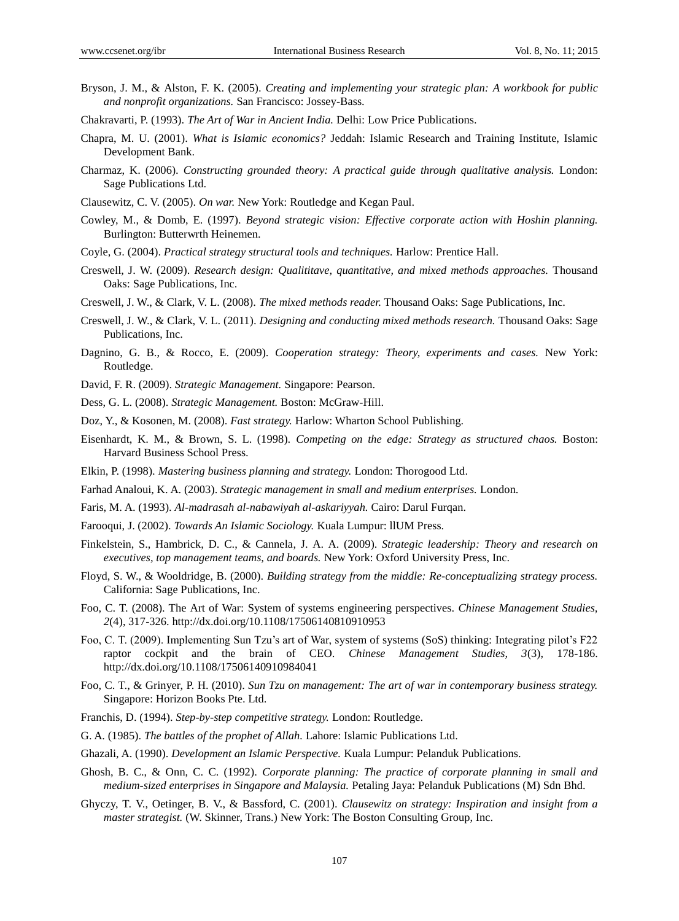Bryson, J. M., & Alston, F. K. (2005). *Creating and implementing your strategic plan: A workbook for public and nonprofit organizations.* San Francisco: Jossey-Bass.

Chakravarti, P. (1993). *The Art of War in Ancient India.* Delhi: Low Price Publications.

Chapra, M. U. (2001). *What is Islamic economics?* Jeddah: Islamic Research and Training Institute, Islamic Development Bank.

Charmaz, K. (2006). *Constructing grounded theory: A practical guide through qualitative analysis.* London: Sage Publications Ltd.

Clausewitz, C. V. (2005). *On war.* New York: Routledge and Kegan Paul.

Cowley, M., & Domb, E. (1997). *Beyond strategic vision: Effective corporate action with Hoshin planning.* Burlington: Butterwrth Heinemen.

Coyle, G. (2004). *Practical strategy structural tools and techniques.* Harlow: Prentice Hall.

Creswell, J. W. (2009). *Research design: Qualititave, quantitative, and mixed methods approaches.* Thousand Oaks: Sage Publications, Inc.

Creswell, J. W., & Clark, V. L. (2008). *The mixed methods reader.* Thousand Oaks: Sage Publications, Inc.

Creswell, J. W., & Clark, V. L. (2011). *Designing and conducting mixed methods research.* Thousand Oaks: Sage Publications, Inc.

Dagnino, G. B., & Rocco, E. (2009). *Cooperation strategy: Theory, experiments and cases.* New York: Routledge.

David, F. R. (2009). *Strategic Management.* Singapore: Pearson.

Dess, G. L. (2008). *Strategic Management.* Boston: McGraw-Hill.

Doz, Y., & Kosonen, M. (2008). *Fast strategy.* Harlow: Wharton School Publishing.

Eisenhardt, K. M., & Brown, S. L. (1998). *Competing on the edge: Strategy as structured chaos.* Boston: Harvard Business School Press.

Elkin, P. (1998). *Mastering business planning and strategy.* London: Thorogood Ltd.

Farhad Analoui, K. A. (2003). *Strategic management in small and medium enterprises.* London.

Faris, M. A. (1993). *Al-madrasah al-nabawiyah al-askariyyah.* Cairo: Darul Furqan.

Farooqui, J. (2002). *Towards An Islamic Sociology.* Kuala Lumpur: llUM Press.

Finkelstein, S., Hambrick, D. C., & Cannela, J. A. A. (2009). *Strategic leadership: Theory and research on executives, top management teams, and boards.* New York: Oxford University Press, Inc.

Floyd, S. W., & Wooldridge, B. (2000). *Building strategy from the middle: Re-conceptualizing strategy process.* California: Sage Publications, Inc.

Foo, C. T. (2008). The Art of War: System of systems engineering perspectives. *Chinese Management Studies, 2*(4), 317-326. http://dx.doi.org/10.1108/17506140810910953

Foo, C. T. (2009). Implementing Sun Tzu's art of War, system of systems (SoS) thinking: Integrating pilot's F22 raptor cockpit and the brain of CEO. *Chinese Management Studies, 3*(3), 178-186. http://dx.doi.org/10.1108/17506140910984041

Foo, C. T., & Grinyer, P. H. (2010). *Sun Tzu on management: The art of war in contemporary business strategy.* Singapore: Horizon Books Pte. Ltd.

Franchis, D. (1994). *Step-by-step competitive strategy.* London: Routledge.

G. A. (1985). *The battles of the prophet of Allah.* Lahore: Islamic Publications Ltd.

Ghazali, A. (1990). *Development an Islamic Perspective.* Kuala Lumpur: Pelanduk Publications.

Ghosh, B. C., & Onn, C. C. (1992). *Corporate planning: The practice of corporate planning in small and medium-sized enterprises in Singapore and Malaysia.* Petaling Jaya: Pelanduk Publications (M) Sdn Bhd.

Ghyczy, T. V., Oetinger, B. V., & Bassford, C. (2001). *Clausewitz on strategy: Inspiration and insight from a master strategist.* (W. Skinner, Trans.) New York: The Boston Consulting Group, Inc.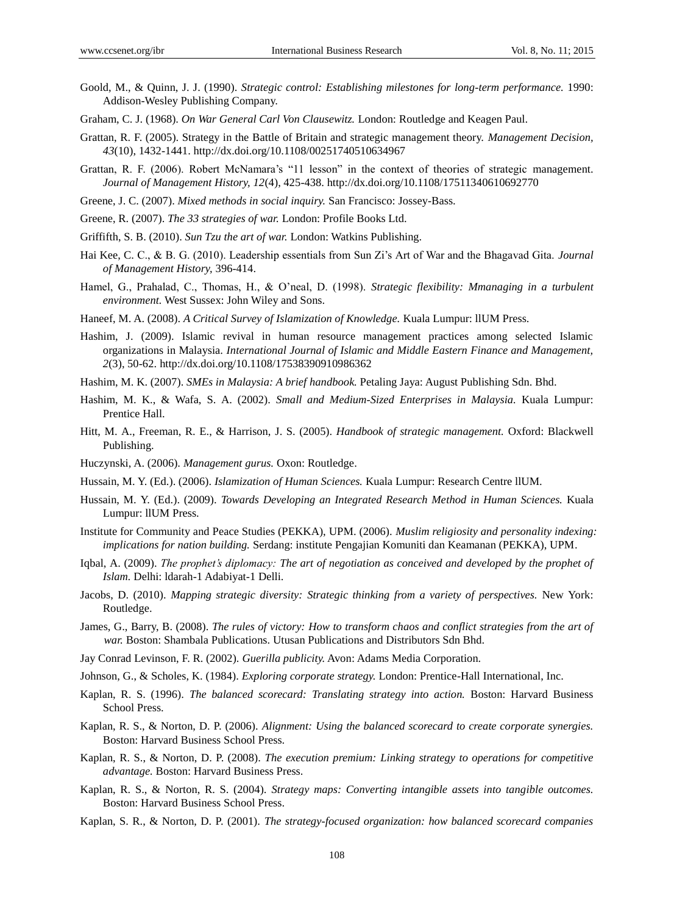Goold, M., & Quinn, J. J. (1990). *Strategic control: Establishing milestones for long-term performance.* 1990: Addison-Wesley Publishing Company.

Graham, C. J. (1968). *On War General Carl Von Clausewitz.* London: Routledge and Keagen Paul.

Grattan, R. F. (2005). Strategy in the Battle of Britain and strategic management theory. *Management Decision, 43*(10), 1432-1441. http://dx.doi.org/10.1108/00251740510634967

Grattan, R. F. (2006). Robert McNamara's "11 lesson" in the context of theories of strategic management. *Journal of Management History, 12*(4), 425-438. http://dx.doi.org/10.1108/17511340610692770

Greene, J. C. (2007). *Mixed methods in social inquiry.* San Francisco: Jossey-Bass.

Greene, R. (2007). *The 33 strategies of war.* London: Profile Books Ltd.

Griffifth, S. B. (2010). *Sun Tzu the art of war.* London: Watkins Publishing.

Hai Kee, C. C., & B. G. (2010). Leadership essentials from Sun Zi's Art of War and the Bhagavad Gita. *Journal of Management History,* 396-414.

Hamel, G., Prahalad, C., Thomas, H., & O'neal, D. (1998). *Strategic flexibility: Mmanaging in a turbulent environment.* West Sussex: John Wiley and Sons.

Haneef, M. A. (2008). *A Critical Survey of Islamization of Knowledge.* Kuala Lumpur: llUM Press.

Hashim, J. (2009). Islamic revival in human resource management practices among selected Islamic organizations in Malaysia. *International Journal of Islamic and Middle Eastern Finance and Management, 2*(3), 50-62. http://dx.doi.org/10.1108/17538390910986362

Hashim, M. K. (2007). *SMEs in Malaysia: A brief handbook.* Petaling Jaya: August Publishing Sdn. Bhd.

Hashim, M. K., & Wafa, S. A. (2002). *Small and Medium-Sized Enterprises in Malaysia.* Kuala Lumpur: Prentice Hall.

Hitt, M. A., Freeman, R. E., & Harrison, J. S. (2005). *Handbook of strategic management.* Oxford: Blackwell Publishing.

Huczynski, A. (2006). *Management gurus.* Oxon: Routledge.

Hussain, M. Y. (Ed.). (2006). *Islamization of Human Sciences.* Kuala Lumpur: Research Centre llUM.

Hussain, M. Y. (Ed.). (2009). *Towards Developing an Integrated Research Method in Human Sciences.* Kuala Lumpur: llUM Press.

Institute for Community and Peace Studies (PEKKA), UPM. (2006). *Muslim religiosity and personality indexing: implications for nation building.* Serdang: institute Pengajian Komuniti dan Keamanan (PEKKA), UPM.

Iqbal, A. (2009). *The prophet's diplomacy: The art of negotiation as conceived and developed by the prophet of Islam.* Delhi: ldarah-1 Adabiyat-1 Delli.

Jacobs, D. (2010). *Mapping strategic diversity: Strategic thinking from a variety of perspectives.* New York: Routledge.

James, G., Barry, B. (2008). *The rules of victory: How to transform chaos and conflict strategies from the art of war.* Boston: Shambala Publications. Utusan Publications and Distributors Sdn Bhd.

Jay Conrad Levinson, F. R. (2002). *Guerilla publicity.* Avon: Adams Media Corporation.

Johnson, G., & Scholes, K. (1984). *Exploring corporate strategy.* London: Prentice-Hall International, Inc.

Kaplan, R. S. (1996). *The balanced scorecard: Translating strategy into action.* Boston: Harvard Business School Press.

Kaplan, R. S., & Norton, D. P. (2006). *Alignment: Using the balanced scorecard to create corporate synergies.* Boston: Harvard Business School Press.

Kaplan, R. S., & Norton, D. P. (2008). *The execution premium: Linking strategy to operations for competitive advantage.* Boston: Harvard Business Press.

Kaplan, R. S., & Norton, R. S. (2004). *Strategy maps: Converting intangible assets into tangible outcomes.* Boston: Harvard Business School Press.

Kaplan, S. R., & Norton, D. P. (2001). *The strategy-focused organization: how balanced scorecard companies*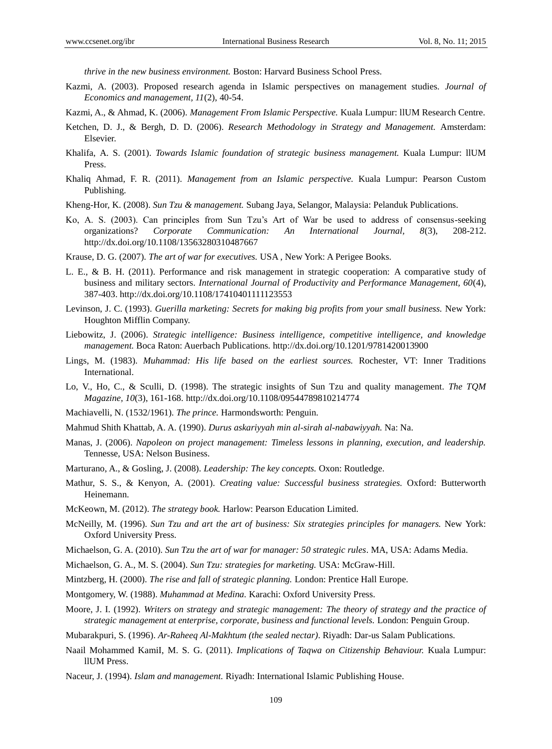*thrive in the new business environment.* Boston: Harvard Business School Press.

Kazmi, A. (2003). Proposed research agenda in Islamic perspectives on management studies. *Journal of Economics and management, 11*(2), 40-54.

Kazmi, A., & Ahmad, K. (2006). *Management From Islamic Perspective.* Kuala Lumpur: llUM Research Centre.

Ketchen, D. J., & Bergh, D. D. (2006). *Research Methodology in Strategy and Management.* Amsterdam: Elsevier.

Khalifa, A. S. (2001). *Towards Islamic foundation of strategic business management.* Kuala Lumpur: llUM Press.

Khaliq Ahmad, F. R. (2011). *Management from an Islamic perspective.* Kuala Lumpur: Pearson Custom Publishing.

Kheng-Hor, K. (2008). *Sun Tzu & management.* Subang Jaya, Selangor, Malaysia: Pelanduk Publications.

Ko, A. S. (2003). Can principles from Sun Tzu's Art of War be used to address of consensus-seeking organizations? *Corporate Communication: An International Journal, 8*(3), 208-212. http://dx.doi.org/10.1108/13563280310487667

Krause, D. G. (2007). *The art of war for executives.* USA , New York: A Perigee Books.

L. E., & B. H. (2011). Performance and risk management in strategic cooperation: A comparative study of business and military sectors. *International Journal of Productivity and Performance Management, 60*(4), 387-403. http://dx.doi.org/10.1108/17410401111123553

Levinson, J. C. (1993). *Guerilla marketing: Secrets for making big profits from your small business.* New York: Houghton Mifflin Company.

Liebowitz, J. (2006). *Strategic intelligence: Business intelligence, competitive intelligence, and knowledge management.* Boca Raton: Auerbach Publications. http://dx.doi.org/10.1201/9781420013900

Lings, M. (1983). *Muhammad: His life based on the earliest sources.* Rochester, VT: Inner Traditions International.

Lo, V., Ho, C., & Sculli, D. (1998). The strategic insights of Sun Tzu and quality management. *The TQM Magazine, 10*(3), 161-168. http://dx.doi.org/10.1108/09544789810214774

Machiavelli, N. (1532/1961). *The prince.* Harmondsworth: Penguin.

Mahmud Shith Khattab, A. A. (1990). *Durus askariyyah min al-sirah al-nabawiyyah.* Na: Na.

Manas, J. (2006). *Napoleon on project management: Timeless lessons in planning, execution, and leadership.* Tennesse, USA: Nelson Business.

Marturano, A., & Gosling, J. (2008). *Leadership: The key concepts.* Oxon: Routledge.

Mathur, S. S., & Kenyon, A. (2001). *Creating value: Successful business strategies.* Oxford: Butterworth Heinemann.

McKeown, M. (2012). *The strategy book.* Harlow: Pearson Education Limited.

McNeilly, M. (1996). *Sun Tzu and art the art of business: Six strategies principles for managers.* New York: Oxford University Press.

Michaelson, G. A. (2010). *Sun Tzu the art of war for manager: 50 strategic rules*. MA, USA: Adams Media.

Michaelson, G. A., M. S. (2004). *Sun Tzu: strategies for marketing.* USA: McGraw-Hill.

Mintzberg, H. (2000). *The rise and fall of strategic planning.* London: Prentice Hall Europe.

Montgomery, W. (1988). *Muhammad at Medina.* Karachi: Oxford University Press.

Moore, J. I. (1992). *Writers on strategy and strategic management: The theory of strategy and the practice of strategic management at enterprise, corporate, business and functional levels.* London: Penguin Group.

Mubarakpuri, S. (1996). *Ar-Raheeq Al-Makhtum (the sealed nectar)*. Riyadh: Dar-us Salam Publications.

Naail Mohammed KamiI, M. S. G. (2011). *Implications of Taqwa on Citizenship Behaviour.* Kuala Lumpur: llUM Press.

Naceur, J. (1994). *Islam and management.* Riyadh: International Islamic Publishing House.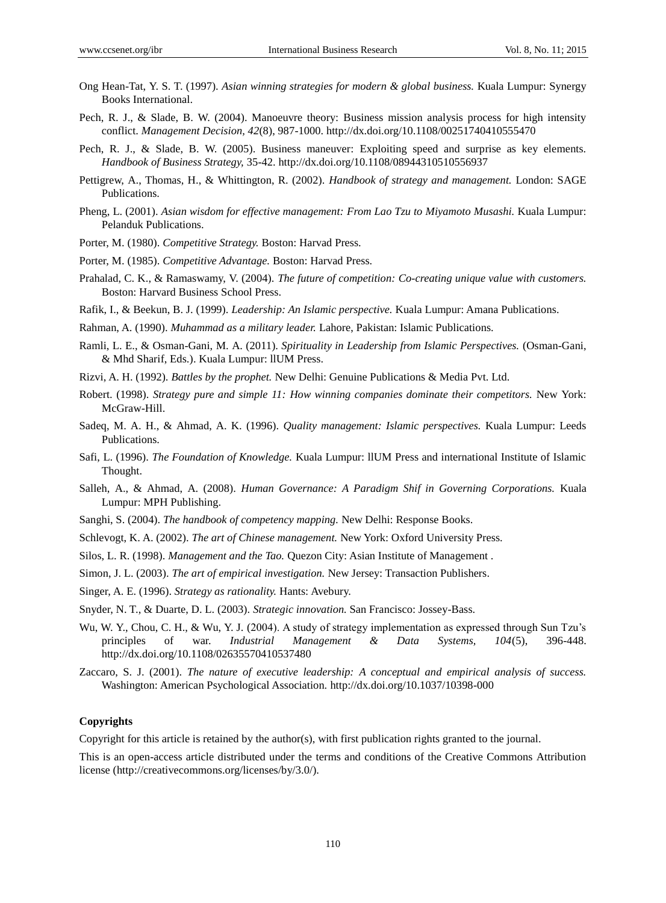Ong Hean-Tat, Y. S. T. (1997). *Asian winning strategies for modern & global business.* Kuala Lumpur: Synergy Books International.

Pech, R. J., & Slade, B. W. (2004). Manoeuvre theory: Business mission analysis process for high intensity conflict. *Management Decision*, *42*(8), 987-1000. http://dx.doi.org/10.1108/00251740410555470

Pech, R. J., & Slade, B. W. (2005). Business maneuver: Exploiting speed and surprise as key elements. *Handbook of Business Strategy,* 35-42. http://dx.doi.org/10.1108/08944310510556937

Pettigrew, A., Thomas, H., & Whittington, R. (2002). *Handbook of strategy and management.* London: SAGE Publications.

Pheng, L. (2001). *Asian wisdom for effective management: From Lao Tzu to Miyamoto Musashi.* Kuala Lumpur: Pelanduk Publications.

Porter, M. (1980). *Competitive Strategy.* Boston: Harvad Press.

Porter, M. (1985). *Competitive Advantage.* Boston: Harvad Press.

Prahalad, C. K., & Ramaswamy, V. (2004). *The future of competition: Co-creating unique value with customers.* Boston: Harvard Business School Press.

Rafik, I., & Beekun, B. J. (1999). *Leadership: An Islamic perspective.* Kuala Lumpur: Amana Publications.

Rahman, A. (1990). *Muhammad as a military leader.* Lahore, Pakistan: Islamic Publications.

Ramli, L. E., & Osman-Gani, M. A. (2011). *Spirituality in Leadership from Islamic Perspectives.* (Osman-Gani, & Mhd Sharif, Eds.). Kuala Lumpur: llUM Press.

Rizvi, A. H. (1992). *Battles by the prophet.* New Delhi: Genuine Publications & Media Pvt. Ltd.

Robert. (1998). *Strategy pure and simple 11: How winning companies dominate their competitors.* New York: McGraw-Hill.

Sadeq, M. A. H., & Ahmad, A. K. (1996). *Quality management: Islamic perspectives.* Kuala Lumpur: Leeds Publications.

Safi, L. (1996). *The Foundation of Knowledge.* Kuala Lumpur: llUM Press and international Institute of Islamic Thought.

Salleh, A., & Ahmad, A. (2008). *Human Governance: A Paradigm Shif in Governing Corporations.* Kuala Lumpur: MPH Publishing.

Sanghi, S. (2004). *The handbook of competency mapping.* New Delhi: Response Books.

Schlevogt, K. A. (2002). *The art of Chinese management.* New York: Oxford University Press.

Silos, L. R. (1998). *Management and the Tao.* Quezon City: Asian Institute of Management .

Simon, J. L. (2003). *The art of empirical investigation.* New Jersey: Transaction Publishers.

Singer, A. E. (1996). *Strategy as rationality.* Hants: Avebury.

Snyder, N. T., & Duarte, D. L. (2003). *Strategic innovation.* San Francisco: Jossey-Bass.

Wu, W. Y., Chou, C. H., & Wu, Y. J. (2004). A study of strategy implementation as expressed through Sun Tzu's principles of war. *Industrial Management & Data Systems*, *104*(5), 396-448. http://dx.doi.org/10.1108/02635570410537480

Zaccaro, S. J. (2001). *The nature of executive leadership: A conceptual and empirical analysis of success.* Washington: American Psychological Association. http://dx.doi.org/10.1037/10398-000

**Copyrights**

Copyright for this article is retained by the author(s), with first publication rights granted to the journal.

This is an open-access article distributed under the terms and conditions of the Creative Commons Attribution license (http://creativecommons.org/licenses/by/3.0/).